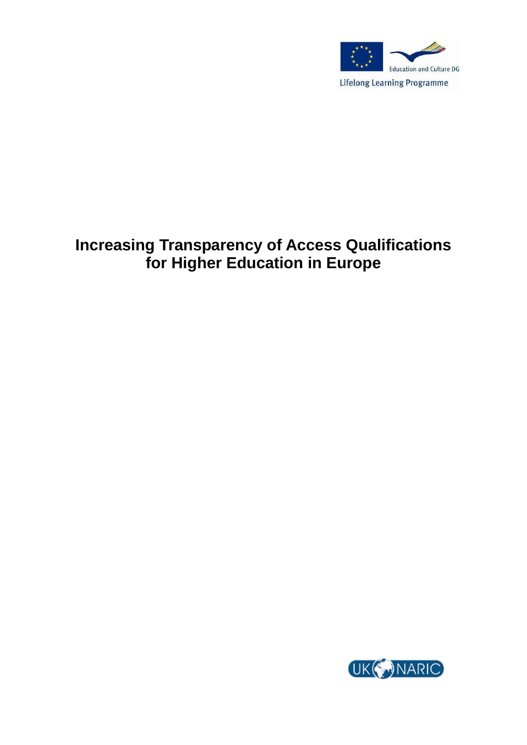Education and Culture DG

Lifelong Learning Programme

# Increasing Transparency of Access Qualifications for Higher Education in Europe

UK NARIC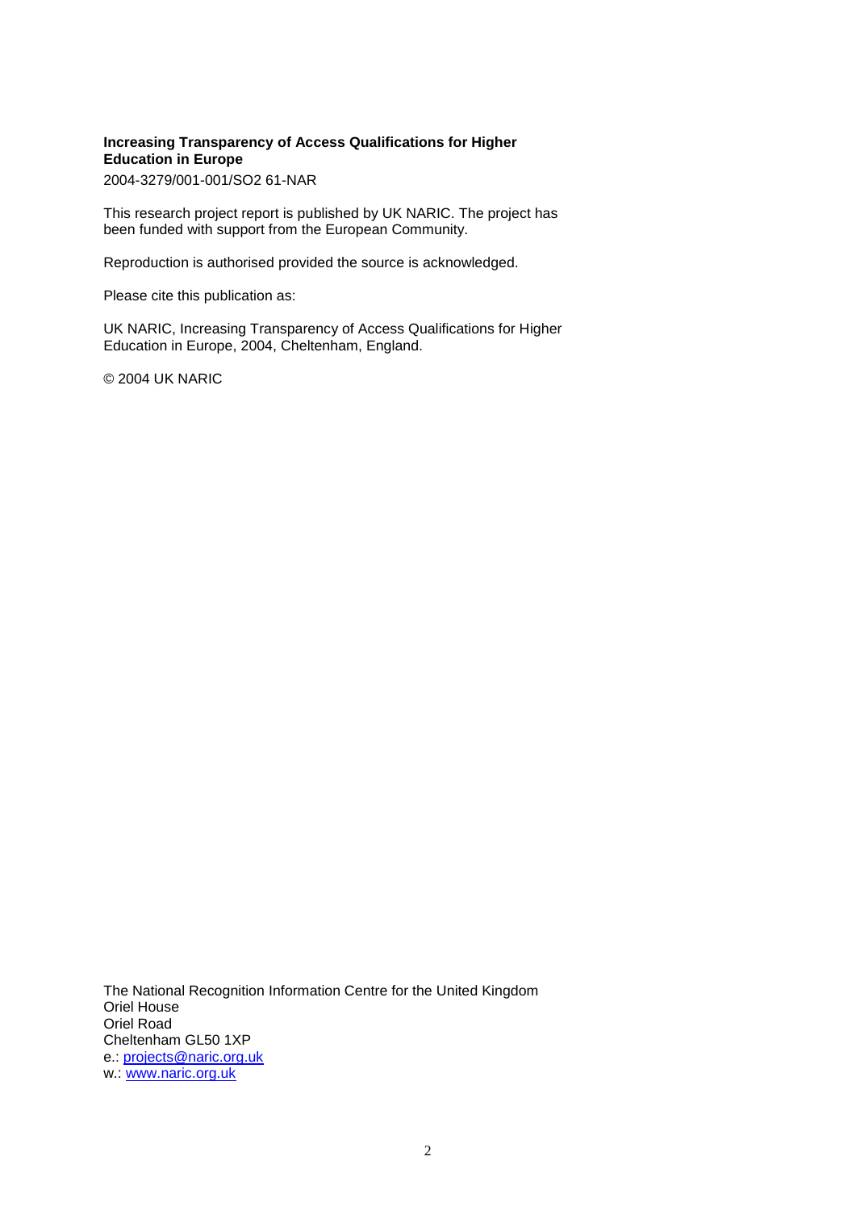**Increasing Transparency of Access Qualifications for Higher Education in Europe**

2004-3279/001-001/SO2 61-NAR

This research project report is published by UK NARIC. The project has been funded with support from the European Community.

Reproduction is authorised provided the source is acknowledged.

Please cite this publication as:

UK NARIC, Increasing Transparency of Access Qualifications for Higher Education in Europe, 2004, Cheltenham, England.

© 2004 UK NARIC

The National Recognition Information Centre for the United Kingdom
Oriel House
Oriel Road
Cheltenham GL50 1XP
e.: [projects@naric.org.uk](mailto:projects@naric.org.uk)
w.: [www.naric.org.uk](http://www.naric.org.uk)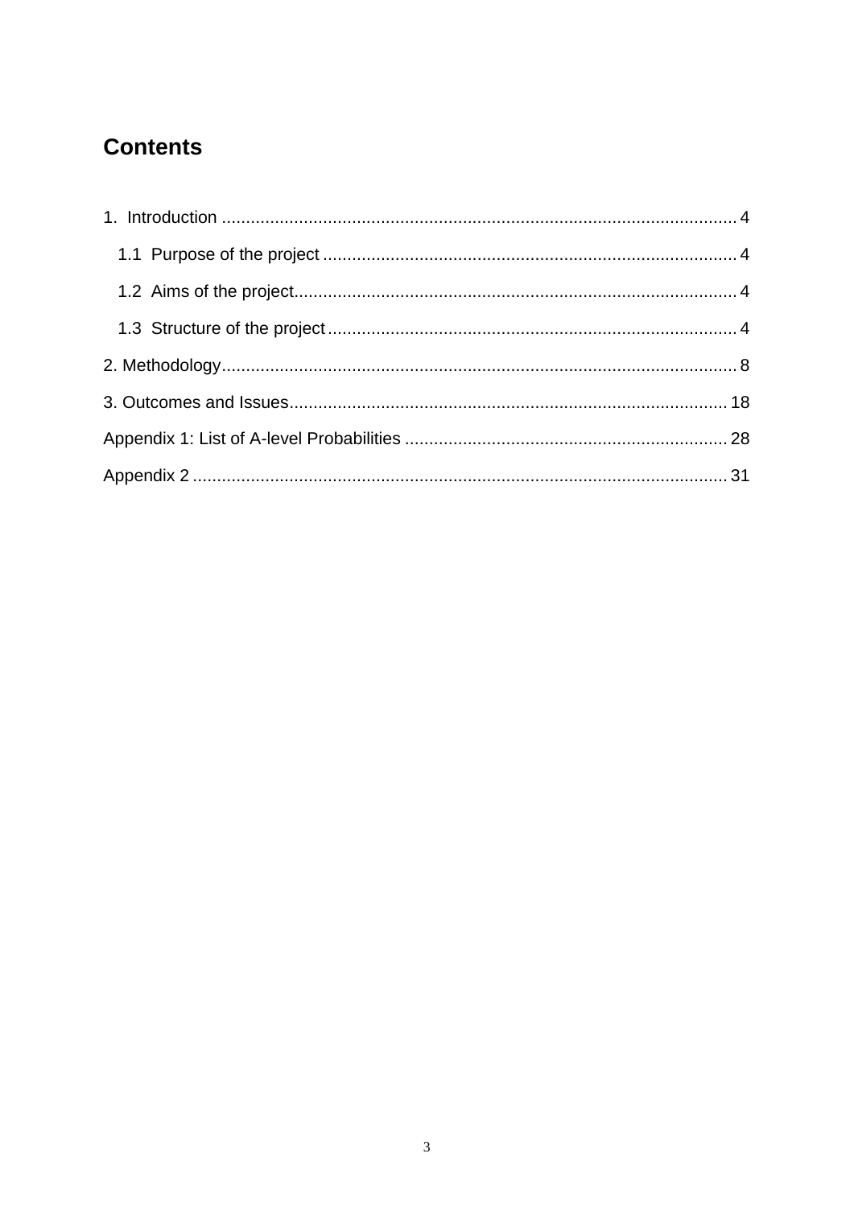# Contents

1. Introduction .......... 4
   - 1.1 Purpose of the project .......... 4
   - 1.2 Aims of the project .......... 4
   - 1.3 Structure of the project .......... 4

2. Methodology .......... 8

3. Outcomes and Issues .......... 18

Appendix 1: List of A-level Probabilities .......... 28

Appendix 2 .......... 31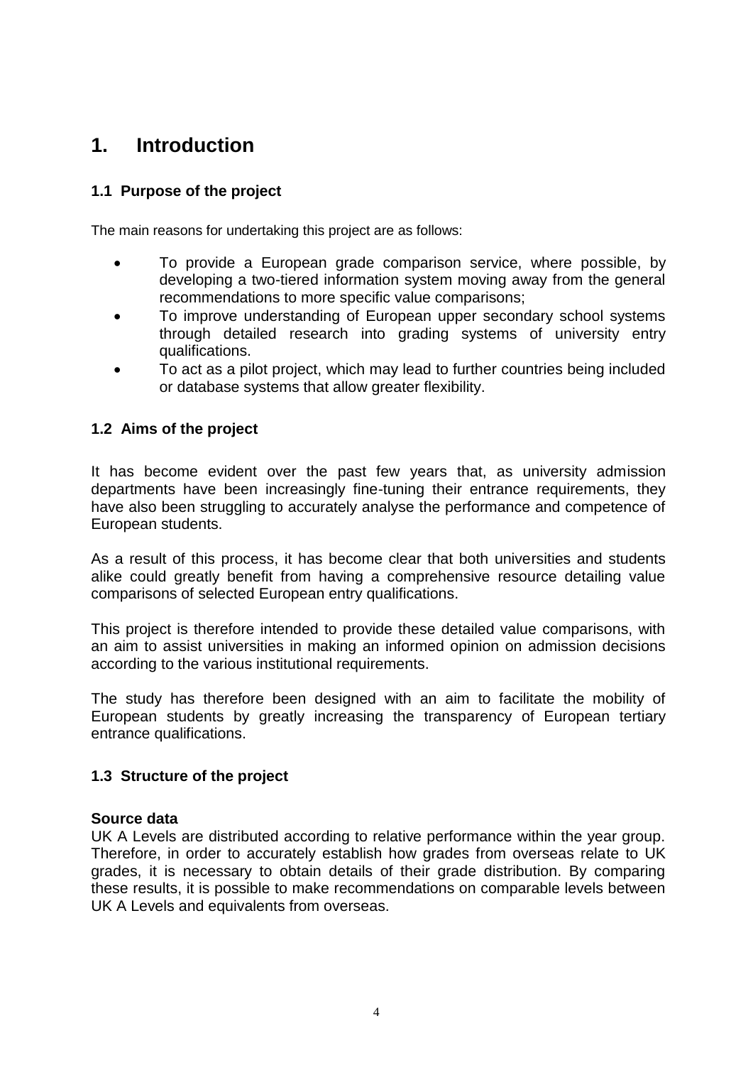# 1. Introduction

## 1.1 Purpose of the project

The main reasons for undertaking this project are as follows:

- To provide a European grade comparison service, where possible, by developing a two-tiered information system moving away from the general recommendations to more specific value comparisons;
- To improve understanding of European upper secondary school systems through detailed research into grading systems of university entry qualifications.
- To act as a pilot project, which may lead to further countries being included or database systems that allow greater flexibility.

## 1.2 Aims of the project

It has become evident over the past few years that, as university admission departments have been increasingly fine-tuning their entrance requirements, they have also been struggling to accurately analyse the performance and competence of European students.

As a result of this process, it has become clear that both universities and students alike could greatly benefit from having a comprehensive resource detailing value comparisons of selected European entry qualifications.

This project is therefore intended to provide these detailed value comparisons, with an aim to assist universities in making an informed opinion on admission decisions according to the various institutional requirements.

The study has therefore been designed with an aim to facilitate the mobility of European students by greatly increasing the transparency of European tertiary entrance qualifications.

## 1.3 Structure of the project

**Source data**

UK A Levels are distributed according to relative performance within the year group. Therefore, in order to accurately establish how grades from overseas relate to UK grades, it is necessary to obtain details of their grade distribution. By comparing these results, it is possible to make recommendations on comparable levels between UK A Levels and equivalents from overseas.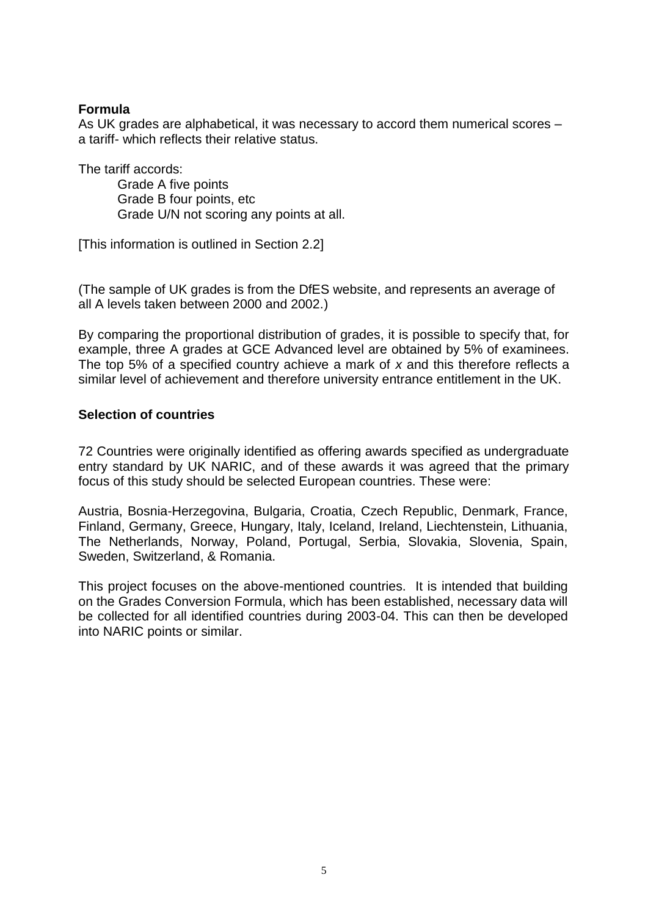**Formula**

As UK grades are alphabetical, it was necessary to accord them numerical scores – a tariff- which reflects their relative status.

The tariff accords:

Grade A five points
Grade B four points, etc
Grade U/N not scoring any points at all.

[This information is outlined in Section 2.2]

(The sample of UK grades is from the DfES website, and represents an average of all A levels taken between 2000 and 2002.)

By comparing the proportional distribution of grades, it is possible to specify that, for example, three A grades at GCE Advanced level are obtained by 5% of examinees. The top 5% of a specified country achieve a mark of $x$ and this therefore reflects a similar level of achievement and therefore university entrance entitlement in the UK.

**Selection of countries**

72 Countries were originally identified as offering awards specified as undergraduate entry standard by UK NARIC, and of these awards it was agreed that the primary focus of this study should be selected European countries. These were:

Austria, Bosnia-Herzegovina, Bulgaria, Croatia, Czech Republic, Denmark, France, Finland, Germany, Greece, Hungary, Italy, Iceland, Ireland, Liechtenstein, Lithuania, The Netherlands, Norway, Poland, Portugal, Serbia, Slovakia, Slovenia, Spain, Sweden, Switzerland, & Romania.

This project focuses on the above-mentioned countries. It is intended that building on the Grades Conversion Formula, which has been established, necessary data will be collected for all identified countries during 2003-04. This can then be developed into NARIC points or similar.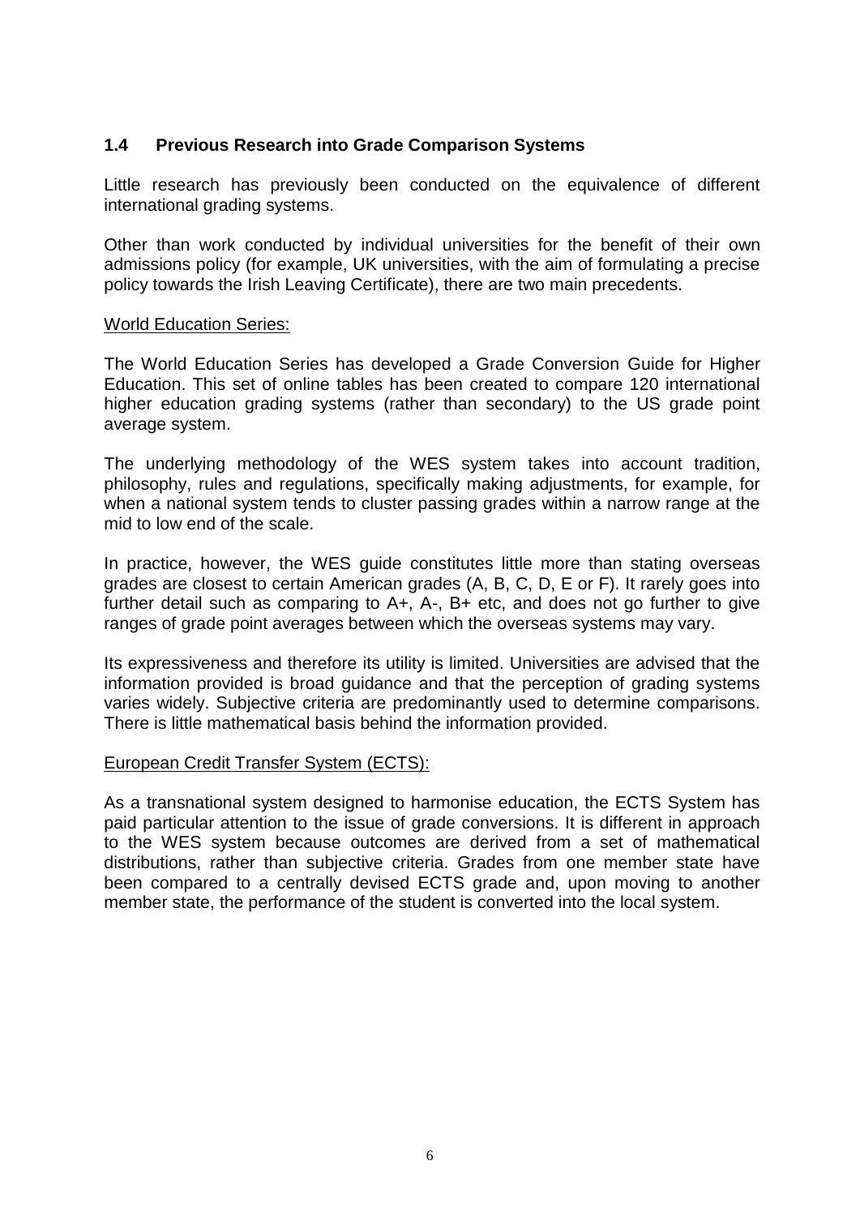## 1.4 Previous Research into Grade Comparison Systems

Little research has previously been conducted on the equivalence of different international grading systems.

Other than work conducted by individual universities for the benefit of their own admissions policy (for example, UK universities, with the aim of formulating a precise policy towards the Irish Leaving Certificate), there are two main precedents.

<u>World Education Series:</u>

The World Education Series has developed a Grade Conversion Guide for Higher Education. This set of online tables has been created to compare 120 international higher education grading systems (rather than secondary) to the US grade point average system.

The underlying methodology of the WES system takes into account tradition, philosophy, rules and regulations, specifically making adjustments, for example, for when a national system tends to cluster passing grades within a narrow range at the mid to low end of the scale.

In practice, however, the WES guide constitutes little more than stating overseas grades are closest to certain American grades (A, B, C, D, E or F). It rarely goes into further detail such as comparing to A+, A-, B+ etc, and does not go further to give ranges of grade point averages between which the overseas systems may vary.

Its expressiveness and therefore its utility is limited. Universities are advised that the information provided is broad guidance and that the perception of grading systems varies widely. Subjective criteria are predominantly used to determine comparisons. There is little mathematical basis behind the information provided.

<u>European Credit Transfer System (ECTS):</u>

As a transnational system designed to harmonise education, the ECTS System has paid particular attention to the issue of grade conversions. It is different in approach to the WES system because outcomes are derived from a set of mathematical distributions, rather than subjective criteria. Grades from one member state have been compared to a centrally devised ECTS grade and, upon moving to another member state, the performance of the student is converted into the local system.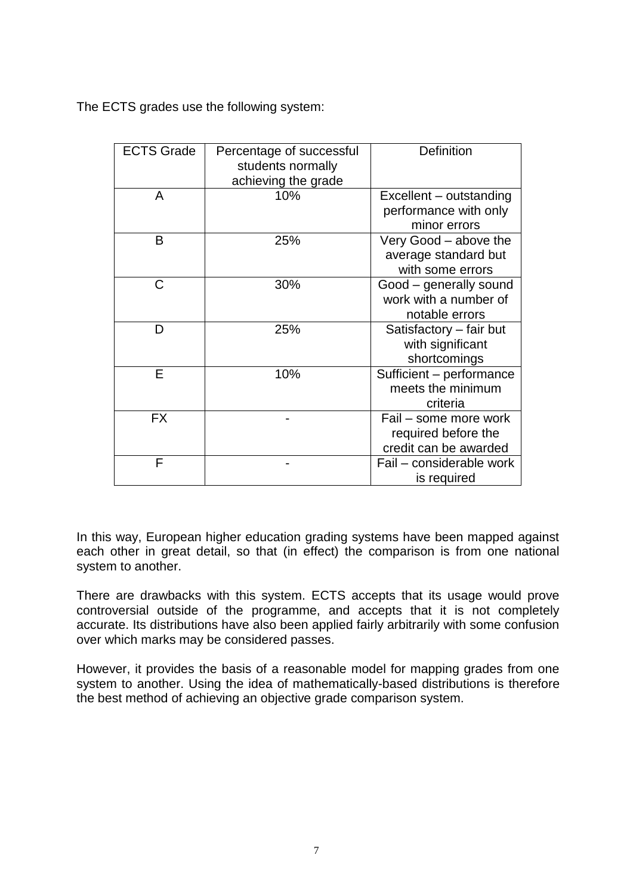The ECTS grades use the following system:

| ECTS Grade | Percentage of successful students normally achieving the grade | Definition |
|---|---|---|
| A | 10% | Excellent – outstanding performance with only minor errors |
| B | 25% | Very Good – above the average standard but with some errors |
| C | 30% | Good – generally sound work with a number of notable errors |
| D | 25% | Satisfactory – fair but with significant shortcomings |
| E | 10% | Sufficient – performance meets the minimum criteria |
| FX | - | Fail – some more work required before the credit can be awarded |
| F | - | Fail – considerable work is required |

In this way, European higher education grading systems have been mapped against each other in great detail, so that (in effect) the comparison is from one national system to another.

There are drawbacks with this system. ECTS accepts that its usage would prove controversial outside of the programme, and accepts that it is not completely accurate. Its distributions have also been applied fairly arbitrarily with some confusion over which marks may be considered passes.

However, it provides the basis of a reasonable model for mapping grades from one system to another. Using the idea of mathematically-based distributions is therefore the best method of achieving an objective grade comparison system.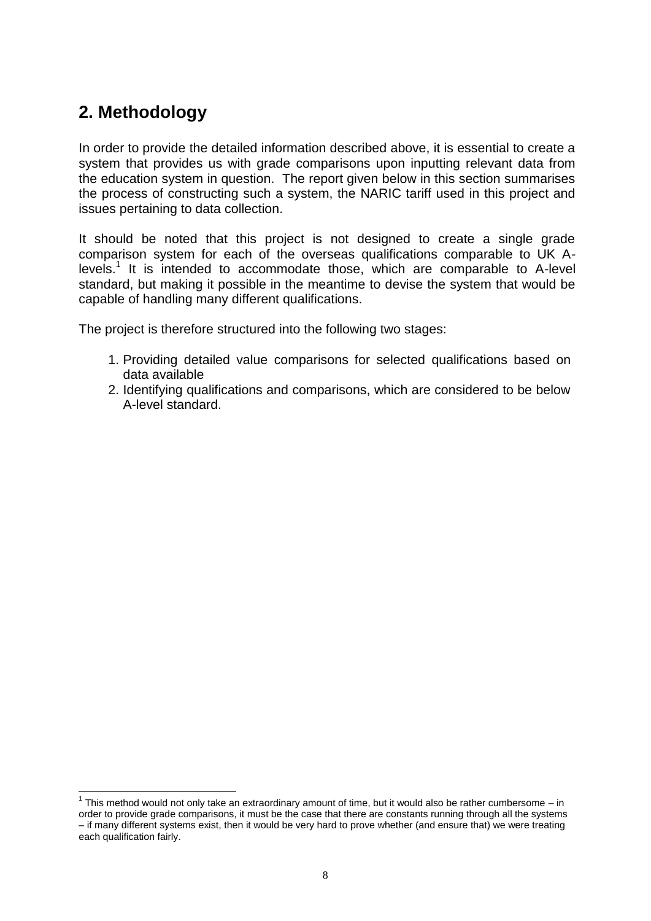## 2. Methodology

In order to provide the detailed information described above, it is essential to create a system that provides us with grade comparisons upon inputting relevant data from the education system in question. The report given below in this section summarises the process of constructing such a system, the NARIC tariff used in this project and issues pertaining to data collection.

It should be noted that this project is not designed to create a single grade comparison system for each of the overseas qualifications comparable to UK A-levels.[1] It is intended to accommodate those, which are comparable to A-level standard, but making it possible in the meantime to devise the system that would be capable of handling many different qualifications.

The project is therefore structured into the following two stages:

1. Providing detailed value comparisons for selected qualifications based on data available
2. Identifying qualifications and comparisons, which are considered to be below A-level standard.

---

[1] This method would not only take an extraordinary amount of time, but it would also be rather cumbersome – in order to provide grade comparisons, it must be the case that there are constants running through all the systems – if many different systems exist, then it would be very hard to prove whether (and ensure that) we were treating each qualification fairly.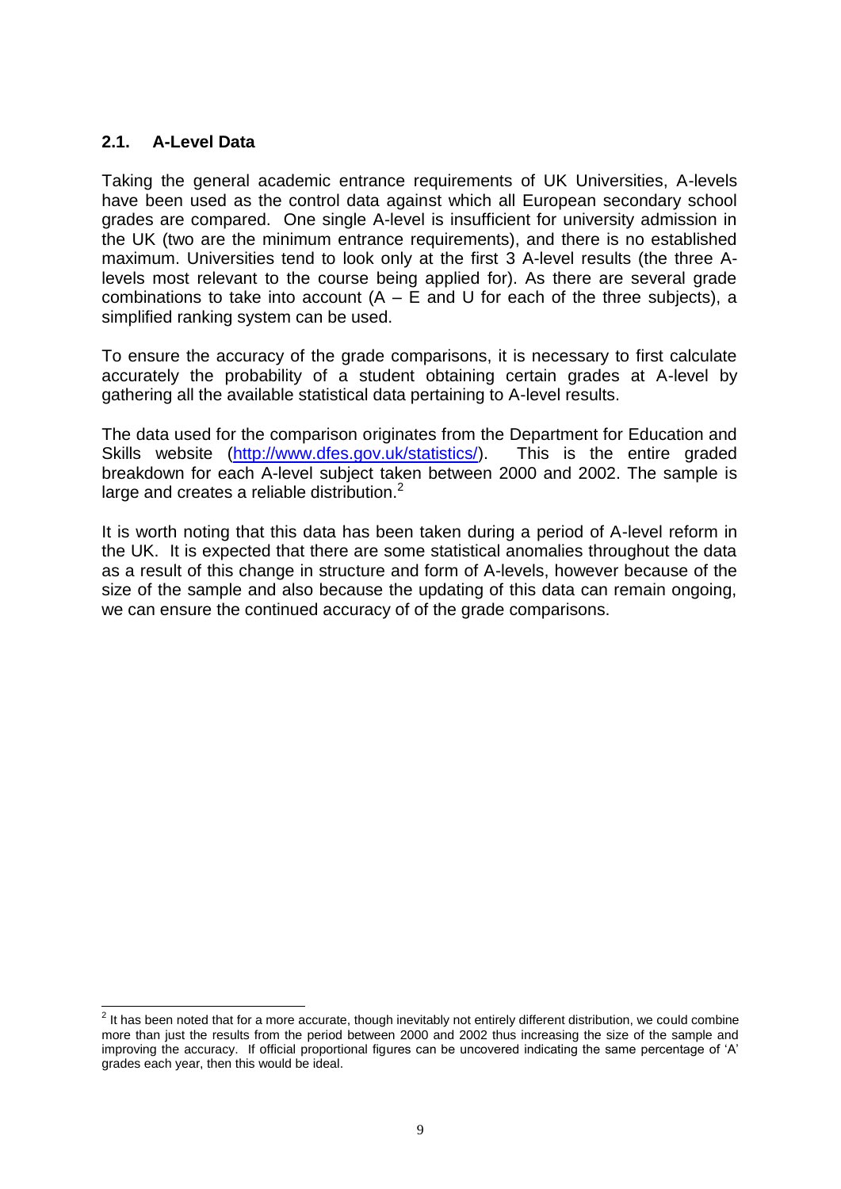## 2.1. A-Level Data

Taking the general academic entrance requirements of UK Universities, A-levels have been used as the control data against which all European secondary school grades are compared. One single A-level is insufficient for university admission in the UK (two are the minimum entrance requirements), and there is no established maximum. Universities tend to look only at the first 3 A-level results (the three A-levels most relevant to the course being applied for). As there are several grade combinations to take into account (A – E and U for each of the three subjects), a simplified ranking system can be used.

To ensure the accuracy of the grade comparisons, it is necessary to first calculate accurately the probability of a student obtaining certain grades at A-level by gathering all the available statistical data pertaining to A-level results.

The data used for the comparison originates from the Department for Education and Skills website (http://www.dfes.gov.uk/statistics/). This is the entire graded breakdown for each A-level subject taken between 2000 and 2002. The sample is large and creates a reliable distribution.[2]

It is worth noting that this data has been taken during a period of A-level reform in the UK. It is expected that there are some statistical anomalies throughout the data as a result of this change in structure and form of A-levels, however because of the size of the sample and also because the updating of this data can remain ongoing, we can ensure the continued accuracy of of the grade comparisons.

[2] It has been noted that for a more accurate, though inevitably not entirely different distribution, we could combine more than just the results from the period between 2000 and 2002 thus increasing the size of the sample and improving the accuracy. If official proportional figures can be uncovered indicating the same percentage of 'A' grades each year, then this would be ideal.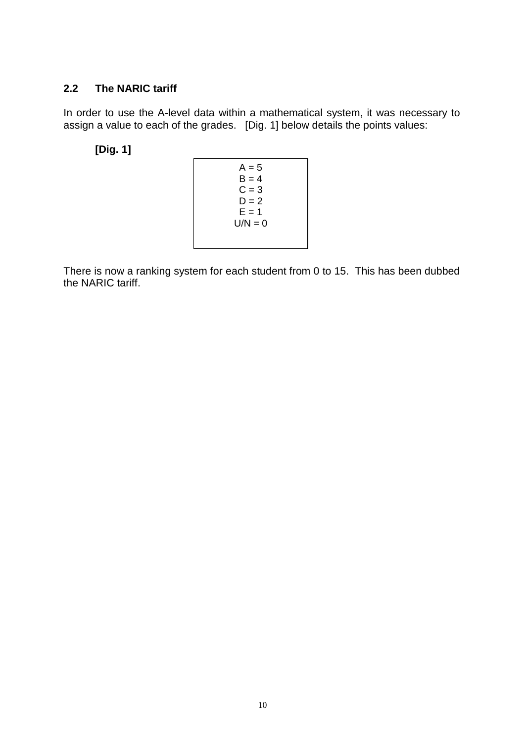## 2.2 The NARIC tariff

In order to use the A-level data within a mathematical system, it was necessary to assign a value to each of the grades. [Dig. 1] below details the points values:

**[Dig. 1]**

A = 5
B = 4
C = 3
D = 2
E = 1
U/N = 0

There is now a ranking system for each student from 0 to 15. This has been dubbed the NARIC tariff.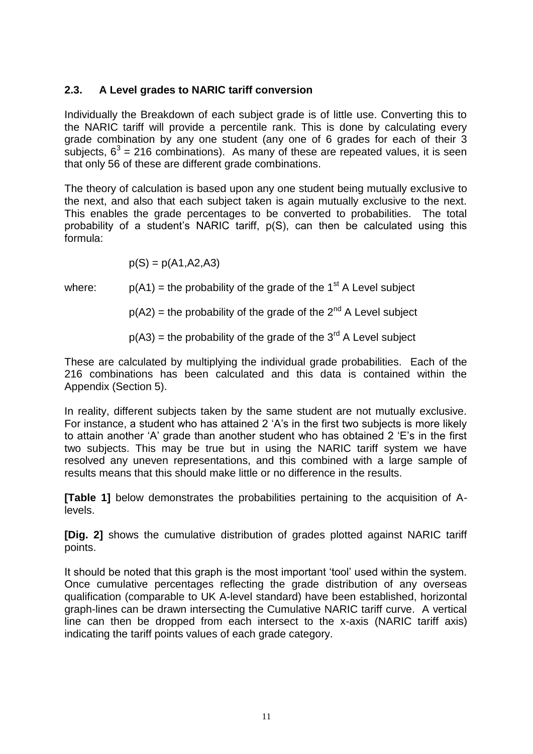### 2.3. A Level grades to NARIC tariff conversion

Individually the Breakdown of each subject grade is of little use. Converting this to the NARIC tariff will provide a percentile rank. This is done by calculating every grade combination by any one student (any one of 6 grades for each of their 3 subjects, $6^3 = 216$ combinations). As many of these are repeated values, it is seen that only 56 of these are different grade combinations.

The theory of calculation is based upon any one student being mutually exclusive to the next, and also that each subject taken is again mutually exclusive to the next. This enables the grade percentages to be converted to probabilities. The total probability of a student's NARIC tariff, p(S), can then be calculated using this formula:

$$p(S) = p(A1, A2, A3)$$

where: $p(A1)$ = the probability of the grade of the 1st A Level subject

$p(A2)$ = the probability of the grade of the 2nd A Level subject

$p(A3)$ = the probability of the grade of the 3rd A Level subject

These are calculated by multiplying the individual grade probabilities. Each of the 216 combinations has been calculated and this data is contained within the Appendix (Section 5).

In reality, different subjects taken by the same student are not mutually exclusive. For instance, a student who has attained 2 'A's in the first two subjects is more likely to attain another 'A' grade than another student who has obtained 2 'E's in the first two subjects. This may be true but in using the NARIC tariff system we have resolved any uneven representations, and this combined with a large sample of results means that this should make little or no difference in the results.

**[Table 1]** below demonstrates the probabilities pertaining to the acquisition of A-levels.

**[Dig. 2]** shows the cumulative distribution of grades plotted against NARIC tariff points.

It should be noted that this graph is the most important 'tool' used within the system. Once cumulative percentages reflecting the grade distribution of any overseas qualification (comparable to UK A-level standard) have been established, horizontal graph-lines can be drawn intersecting the Cumulative NARIC tariff curve. A vertical line can then be dropped from each intersect to the x-axis (NARIC tariff axis) indicating the tariff points values of each grade category.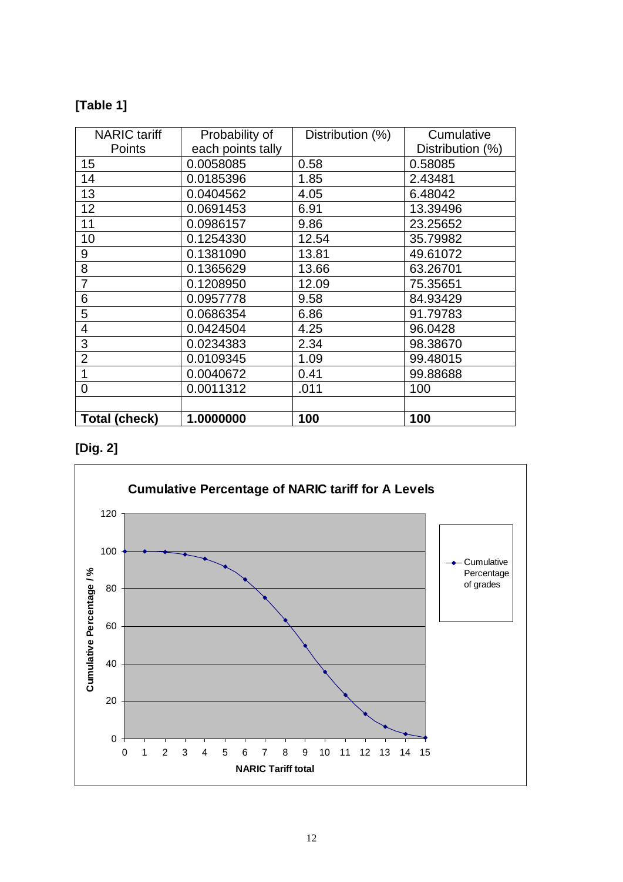**[Table 1]**

| NARIC tariff Points | Probability of each points tally | Distribution (%) | Cumulative Distribution (%) |
|---|---|---|---|
| 15 | 0.0058085 | 0.58 | 0.58085 |
| 14 | 0.0185396 | 1.85 | 2.43481 |
| 13 | 0.0404562 | 4.05 | 6.48042 |
| 12 | 0.0691453 | 6.91 | 13.39496 |
| 11 | 0.0986157 | 9.86 | 23.25652 |
| 10 | 0.1254330 | 12.54 | 35.79982 |
| 9 | 0.1381090 | 13.81 | 49.61072 |
| 8 | 0.1365629 | 13.66 | 63.26701 |
| 7 | 0.1208950 | 12.09 | 75.35651 |
| 6 | 0.0957778 | 9.58 | 84.93429 |
| 5 | 0.0686354 | 6.86 | 91.79783 |
| 4 | 0.0424504 | 4.25 | 96.0428 |
| 3 | 0.0234383 | 2.34 | 98.38670 |
| 2 | 0.0109345 | 1.09 | 99.48015 |
| 1 | 0.0040672 | 0.41 | 99.88688 |
| 0 | 0.0011312 | .011 | 100 |
| | | | |
| **Total (check)** | **1.0000000** | **100** | **100** |

**[Dig. 2]**

**Cumulative Percentage of NARIC tariff for A Levels**

| NARIC Tariff total | Cumulative Percentage / % (approx., read from chart) |
|---|---|
| 0 | 100 |
| 1 | 100 |
| 2 | 99.5 |
| 3 | 98.4 |
| 4 | 96.0 |
| 5 | 91.8 |
| 6 | 84.9 |
| 7 | 75.4 |
| 8 | 63.3 |
| 9 | 49.6 |
| 10 | 35.8 |
| 11 | 23.3 |
| 12 | 13.4 |
| 13 | 6.5 |
| 14 | 2.4 |
| 15 | 0.6 |

Legend: Cumulative Percentage of grades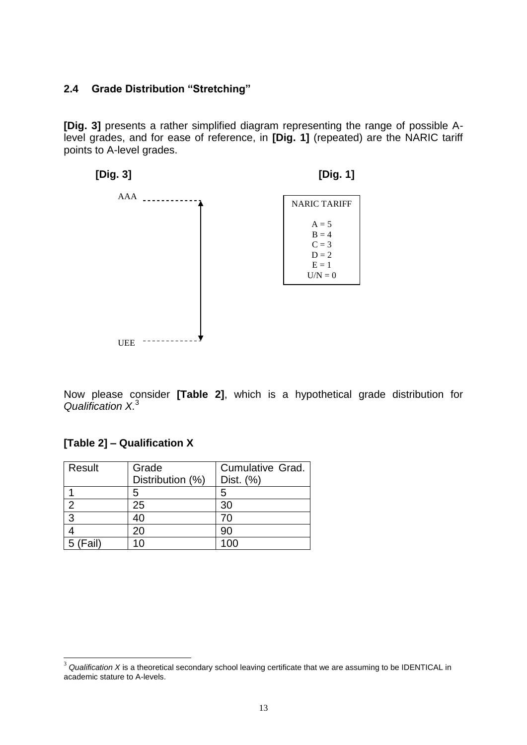### 2.4 Grade Distribution "Stretching"

**[Dig. 3]** presents a rather simplified diagram representing the range of possible A-level grades, and for ease of reference, in **[Dig. 1]** (repeated) are the NARIC tariff points to A-level grades.

**[Dig. 3]**

AAA

UEE

**[Dig. 1]**

NARIC TARIFF

A = 5
B = 4
C = 3
D = 2
E = 1
U/N = 0

Now please consider **[Table 2]**, which is a hypothetical grade distribution for *Qualification X.*[3]

**[Table 2] – Qualification X**

| Result | Grade Distribution (%) | Cumulative Grad. Dist. (%) |
|---|---|---|
| 1 | 5 | 5 |
| 2 | 25 | 30 |
| 3 | 40 | 70 |
| 4 | 20 | 90 |
| 5 (Fail) | 10 | 100 |

[3] *Qualification X* is a theoretical secondary school leaving certificate that we are assuming to be IDENTICAL in academic stature to A-levels.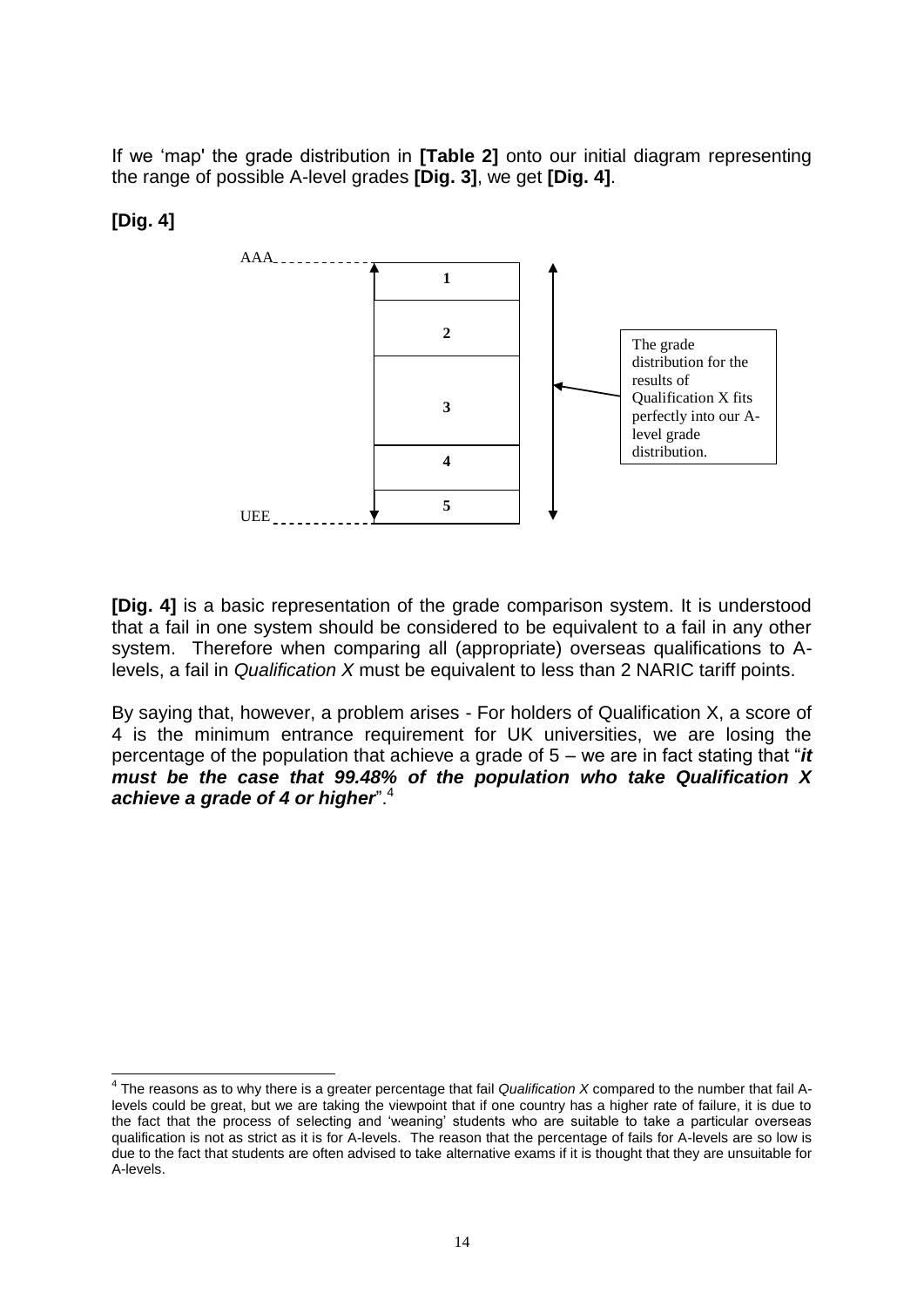If we ‘map' the grade distribution in **[Table 2]** onto our initial diagram representing the range of possible A-level grades **[Dig. 3]**, we get **[Dig. 4]**.

**[Dig. 4]**

AAA

| |
|---|
| **1** |
| **2** |
| **3** |
| **4** |
| **5** |

UEE

The grade distribution for the results of Qualification X fits perfectly into our A-level grade distribution.

**[Dig. 4]** is a basic representation of the grade comparison system. It is understood that a fail in one system should be considered to be equivalent to a fail in any other system. Therefore when comparing all (appropriate) overseas qualifications to A-levels, a fail in *Qualification X* must be equivalent to less than 2 NARIC tariff points.

By saying that, however, a problem arises - For holders of Qualification X, a score of 4 is the minimum entrance requirement for UK universities, we are losing the percentage of the population that achieve a grade of 5 – we are in fact stating that “***it must be the case that 99.48% of the population who take Qualification X achieve a grade of 4 or higher***”.[4]

---

[4] The reasons as to why there is a greater percentage that fail *Qualification X* compared to the number that fail A-levels could be great, but we are taking the viewpoint that if one country has a higher rate of failure, it is due to the fact that the process of selecting and ‘weaning' students who are suitable to take a particular overseas qualification is not as strict as it is for A-levels. The reason that the percentage of fails for A-levels are so low is due to the fact that students are often advised to take alternative exams if it is thought that they are unsuitable for A-levels.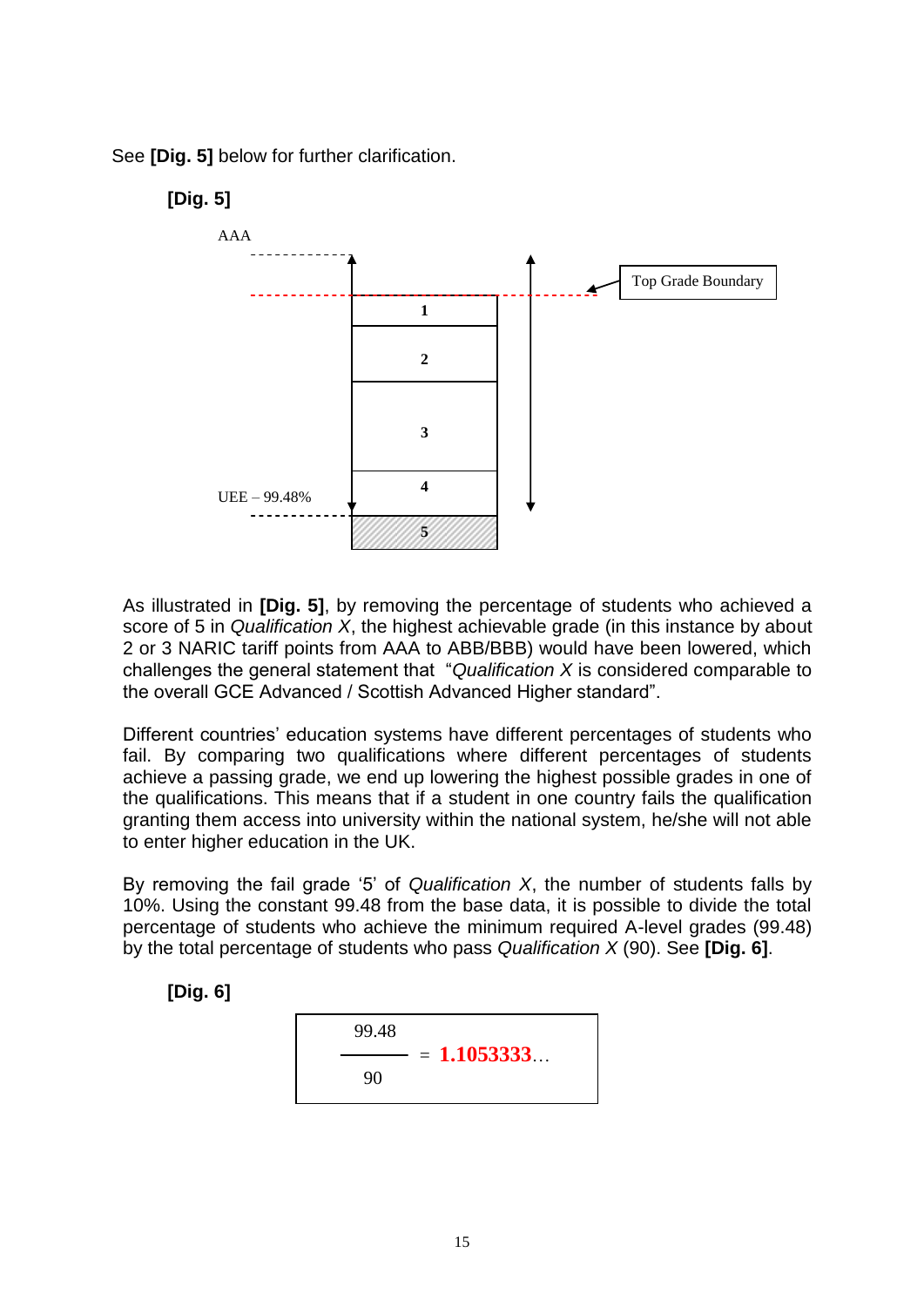See **[Dig. 5]** below for further clarification.

**[Dig. 5]**

AAA

Top Grade Boundary

1

2

3

4

5

UEE – 99.48%

As illustrated in **[Dig. 5]**, by removing the percentage of students who achieved a score of 5 in *Qualification X*, the highest achievable grade (in this instance by about 2 or 3 NARIC tariff points from AAA to ABB/BBB) would have been lowered, which challenges the general statement that "*Qualification X* is considered comparable to the overall GCE Advanced / Scottish Advanced Higher standard".

Different countries' education systems have different percentages of students who fail. By comparing two qualifications where different percentages of students achieve a passing grade, we end up lowering the highest possible grades in one of the qualifications. This means that if a student in one country fails the qualification granting them access into university within the national system, he/she will not able to enter higher education in the UK.

By removing the fail grade '5' of *Qualification X*, the number of students falls by 10%. Using the constant 99.48 from the base data, it is possible to divide the total percentage of students who achieve the minimum required A-level grades (99.48) by the total percentage of students who pass *Qualification X* (90). See **[Dig. 6]**.

**[Dig. 6]**

$$\frac{99.48}{90} = \mathbf{1.1053333}\ldots$$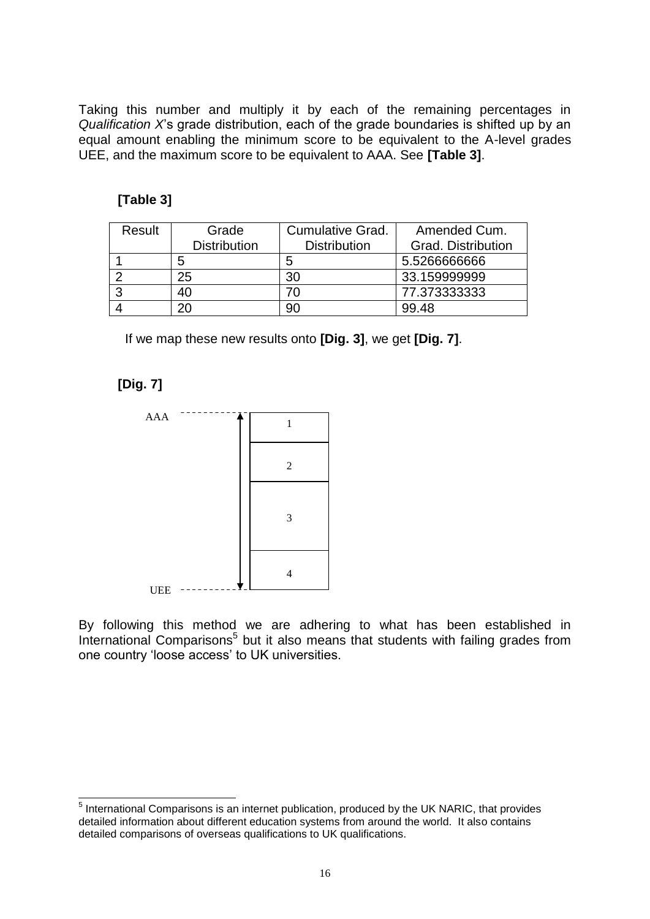Taking this number and multiply it by each of the remaining percentages in *Qualification X*'s grade distribution, each of the grade boundaries is shifted up by an equal amount enabling the minimum score to be equivalent to the A-level grades UEE, and the maximum score to be equivalent to AAA. See **[Table 3]**.

**[Table 3]**

| Result | Grade Distribution | Cumulative Grad. Distribution | Amended Cum. Grad. Distribution |
|---|---|---|---|
| 1 | 5 | 5 | 5.5266666666 |
| 2 | 25 | 30 | 33.159999999 |
| 3 | 40 | 70 | 77.373333333 |
| 4 | 20 | 90 | 99.48 |

If we map these new results onto **[Dig. 3]**, we get **[Dig. 7]**.

**[Dig. 7]**

AAA

1

2

3

4

UEE

By following this method we are adhering to what has been established in International Comparisons[5] but it also means that students with failing grades from one country 'loose access' to UK universities.

[5] International Comparisons is an internet publication, produced by the UK NARIC, that provides detailed information about different education systems from around the world. It also contains detailed comparisons of overseas qualifications to UK qualifications.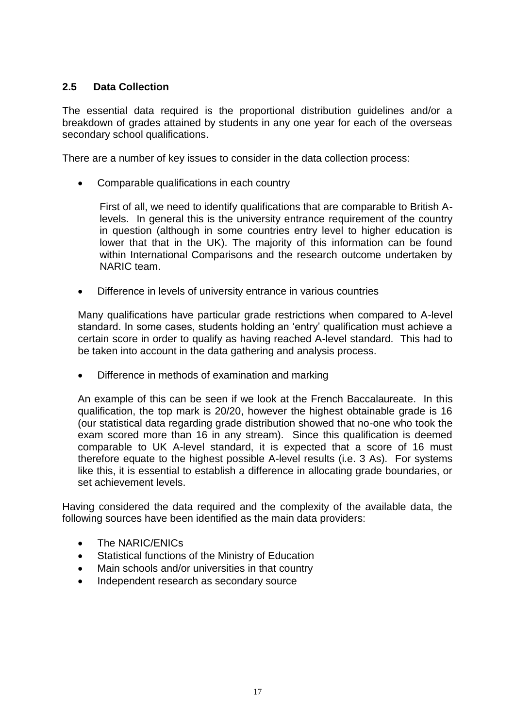## 2.5 Data Collection

The essential data required is the proportional distribution guidelines and/or a breakdown of grades attained by students in any one year for each of the overseas secondary school qualifications.

There are a number of key issues to consider in the data collection process:

- Comparable qualifications in each country

  First of all, we need to identify qualifications that are comparable to British A-levels. In general this is the university entrance requirement of the country in question (although in some countries entry level to higher education is lower that that in the UK). The majority of this information can be found within International Comparisons and the research outcome undertaken by NARIC team.

- Difference in levels of university entrance in various countries

  Many qualifications have particular grade restrictions when compared to A-level standard. In some cases, students holding an 'entry' qualification must achieve a certain score in order to qualify as having reached A-level standard. This had to be taken into account in the data gathering and analysis process.

- Difference in methods of examination and marking

  An example of this can be seen if we look at the French Baccalaureate. In this qualification, the top mark is 20/20, however the highest obtainable grade is 16 (our statistical data regarding grade distribution showed that no-one who took the exam scored more than 16 in any stream). Since this qualification is deemed comparable to UK A-level standard, it is expected that a score of 16 must therefore equate to the highest possible A-level results (i.e. 3 As). For systems like this, it is essential to establish a difference in allocating grade boundaries, or set achievement levels.

Having considered the data required and the complexity of the available data, the following sources have been identified as the main data providers:

- The NARIC/ENICs
- Statistical functions of the Ministry of Education
- Main schools and/or universities in that country
- Independent research as secondary source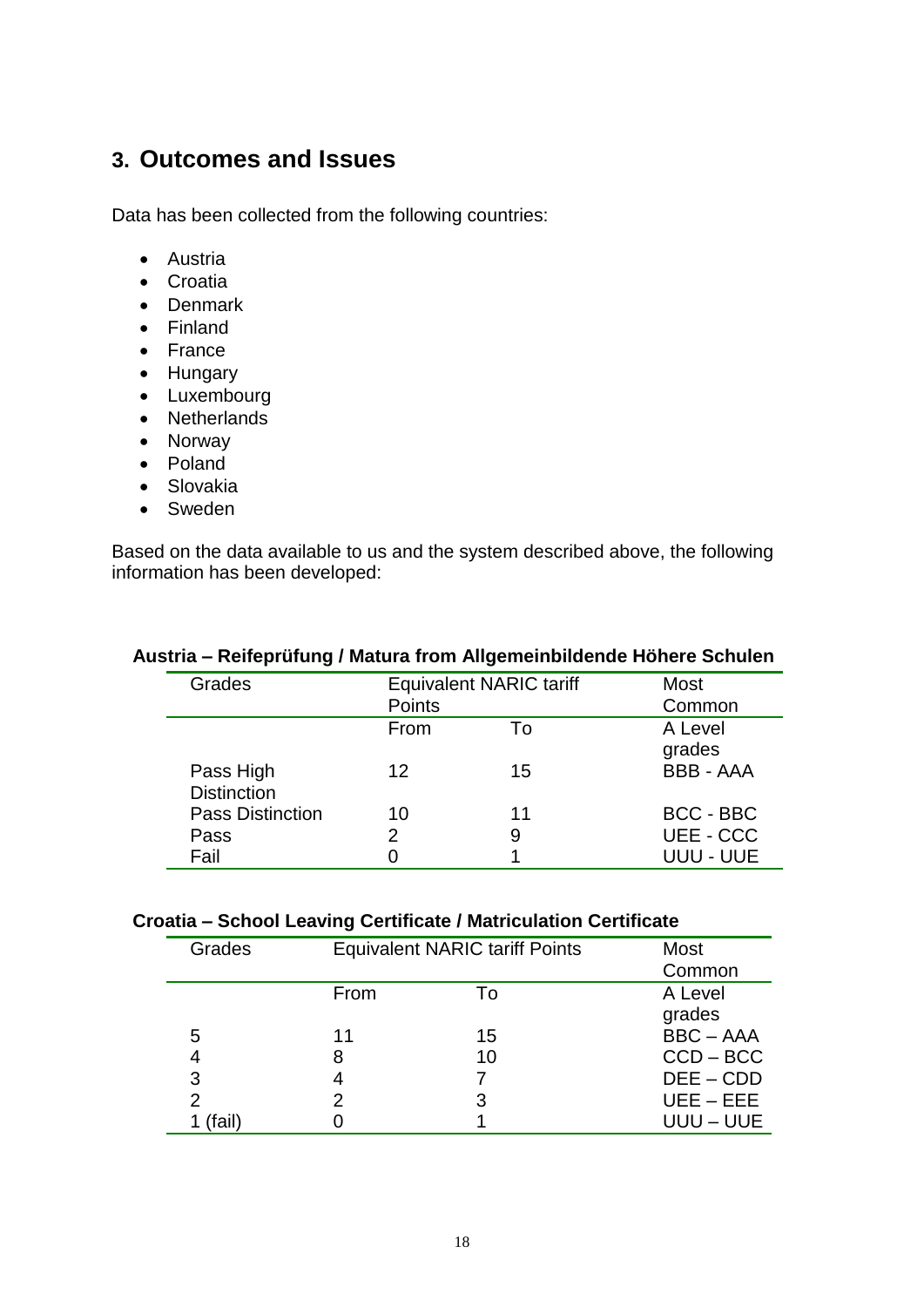## 3. Outcomes and Issues

Data has been collected from the following countries:

- Austria
- Croatia
- Denmark
- Finland
- France
- Hungary
- Luxembourg
- Netherlands
- Norway
- Poland
- Slovakia
- Sweden

Based on the data available to us and the system described above, the following information has been developed:

**Austria – Reifeprüfung / Matura from Allgemeinbildende Höhere Schulen**

| Grades | Equivalent NARIC tariff Points | | Most Common |
|---|---|---|---|
| | From | To | A Level grades |
| Pass High Distinction | 12 | 15 | BBB - AAA |
| Pass Distinction | 10 | 11 | BCC - BBC |
| Pass | 2 | 9 | UEE - CCC |
| Fail | 0 | 1 | UUU - UUE |

**Croatia – School Leaving Certificate / Matriculation Certificate**

| Grades | Equivalent NARIC tariff Points | | Most Common |
|---|---|---|---|
| | From | To | A Level grades |
| 5 | 11 | 15 | BBC – AAA |
| 4 | 8 | 10 | CCD – BCC |
| 3 | 4 | 7 | DEE – CDD |
| 2 | 2 | 3 | UEE – EEE |
| 1 (fail) | 0 | 1 | UUU – UUE |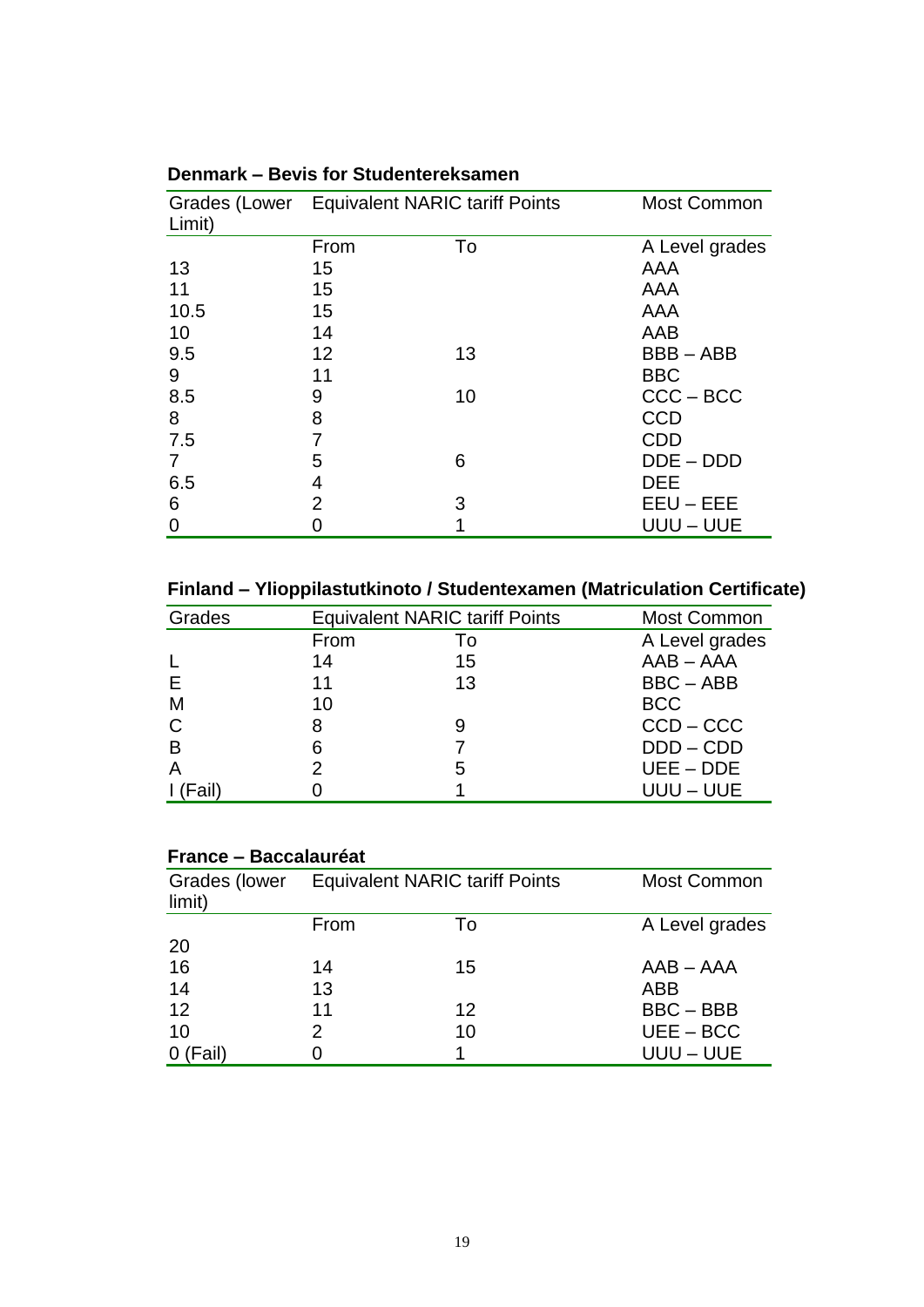### Denmark – Bevis for Studentereksamen

| Grades (Lower Limit) | Equivalent NARIC tariff Points | | Most Common |
|---|---|---|---|
| | From | To | A Level grades |
| 13 | 15 | | AAA |
| 11 | 15 | | AAA |
| 10.5 | 15 | | AAA |
| 10 | 14 | | AAB |
| 9.5 | 12 | 13 | BBB – ABB |
| 9 | 11 | | BBC |
| 8.5 | 9 | 10 | CCC – BCC |
| 8 | 8 | | CCD |
| 7.5 | 7 | | CDD |
| 7 | 5 | 6 | DDE – DDD |
| 6.5 | 4 | | DEE |
| 6 | 2 | 3 | EEU – EEE |
| 0 | 0 | 1 | UUU – UUE |

### Finland – Ylioppilastutkinoto / Studentexamen (Matriculation Certificate)

| Grades | Equivalent NARIC tariff Points | | Most Common |
|---|---|---|---|
| | From | To | A Level grades |
| L | 14 | 15 | AAB – AAA |
| E | 11 | 13 | BBC – ABB |
| M | 10 | | BCC |
| C | 8 | 9 | CCD – CCC |
| B | 6 | 7 | DDD – CDD |
| A | 2 | 5 | UEE – DDE |
| I (Fail) | 0 | 1 | UUU – UUE |

### France – Baccalauréat

| Grades (lower limit) | Equivalent NARIC tariff Points | | Most Common |
|---|---|---|---|
| | From | To | A Level grades |
| 20 | | | |
| 16 | 14 | 15 | AAB – AAA |
| 14 | 13 | | ABB |
| 12 | 11 | 12 | BBC – BBB |
| 10 | 2 | 10 | UEE – BCC |
| 0 (Fail) | 0 | 1 | UUU – UUE |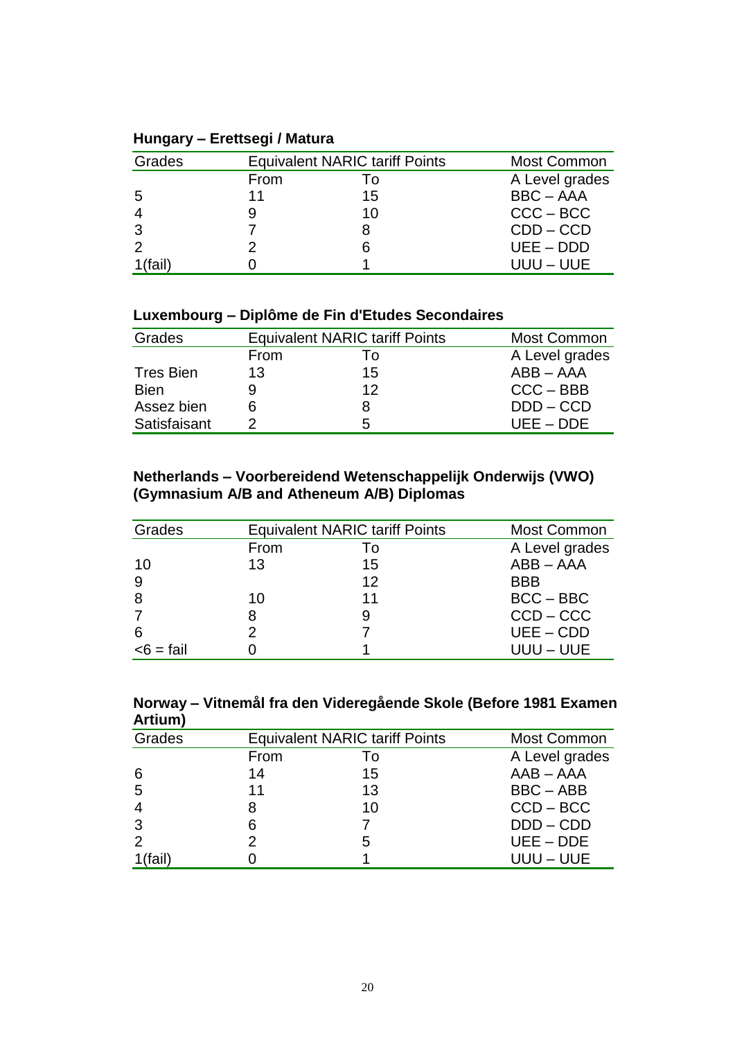**Hungary – Erettsegi / Matura**

| Grades | Equivalent NARIC tariff Points | | Most Common |
|---|---|---|---|
| | From | To | A Level grades |
| 5 | 11 | 15 | BBC – AAA |
| 4 | 9 | 10 | CCC – BCC |
| 3 | 7 | 8 | CDD – CCD |
| 2 | 2 | 6 | UEE – DDD |
| 1(fail) | 0 | 1 | UUU – UUE |

**Luxembourg – Diplôme de Fin d'Etudes Secondaires**

| Grades | Equivalent NARIC tariff Points | | Most Common |
|---|---|---|---|
| | From | To | A Level grades |
| Tres Bien | 13 | 15 | ABB – AAA |
| Bien | 9 | 12 | CCC – BBB |
| Assez bien | 6 | 8 | DDD – CCD |
| Satisfaisant | 2 | 5 | UEE – DDE |

**Netherlands – Voorbereidend Wetenschappelijk Onderwijs (VWO) (Gymnasium A/B and Atheneum A/B) Diplomas**

| Grades | Equivalent NARIC tariff Points | | Most Common |
|---|---|---|---|
| | From | To | A Level grades |
| 10 | 13 | 15 | ABB – AAA |
| 9 | | 12 | BBB |
| 8 | 10 | 11 | BCC – BBC |
| 7 | 8 | 9 | CCD – CCC |
| 6 | 2 | 7 | UEE – CDD |
| <6 = fail | 0 | 1 | UUU – UUE |

**Norway – Vitnemål fra den Videregående Skole (Before 1981 Examen Artium)**

| Grades | Equivalent NARIC tariff Points | | Most Common |
|---|---|---|---|
| | From | To | A Level grades |
| 6 | 14 | 15 | AAB – AAA |
| 5 | 11 | 13 | BBC – ABB |
| 4 | 8 | 10 | CCD – BCC |
| 3 | 6 | 7 | DDD – CDD |
| 2 | 2 | 5 | UEE – DDE |
| 1(fail) | 0 | 1 | UUU – UUE |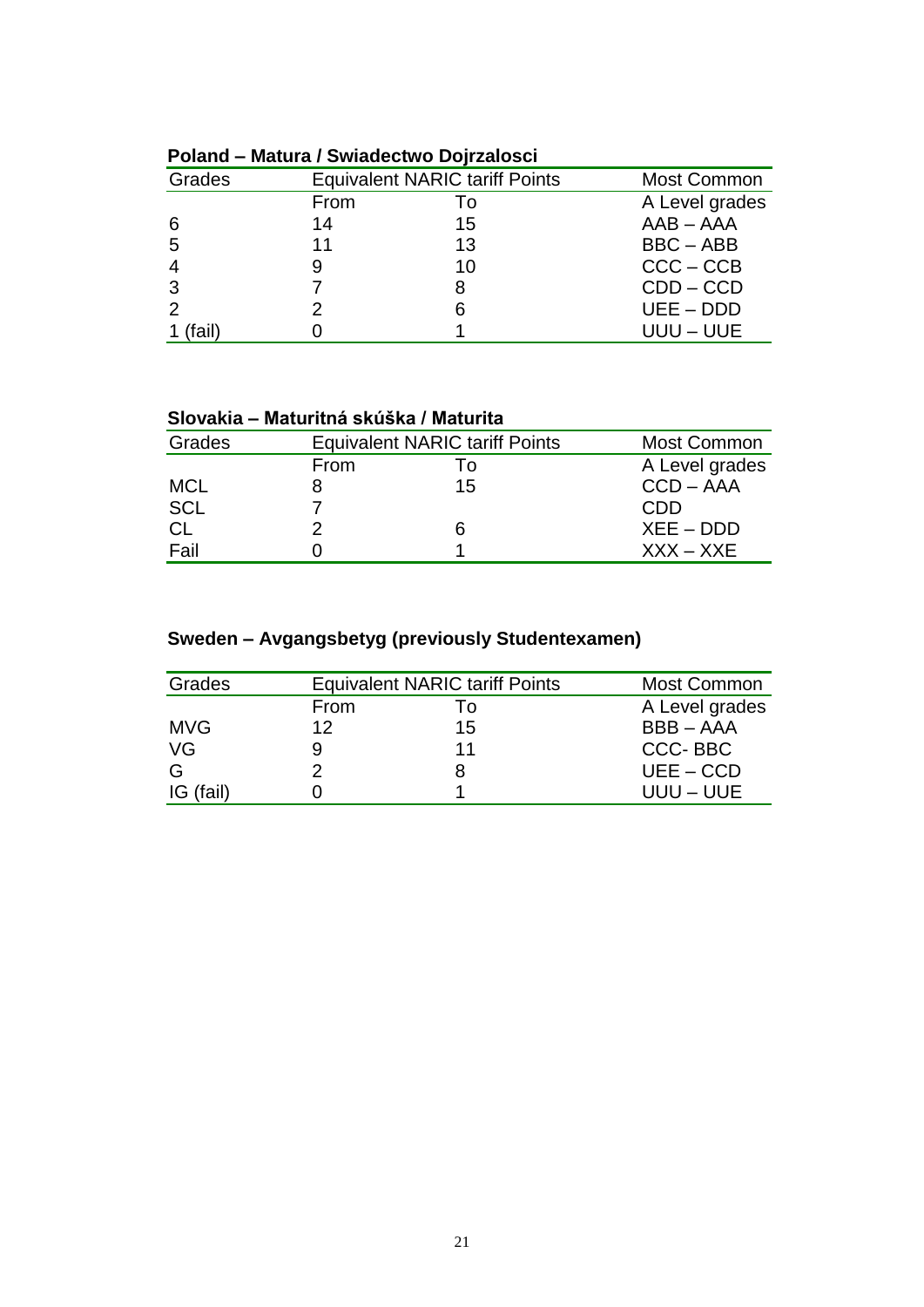**Poland – Matura / Swiadectwo Dojrzalosci**

| Grades | Equivalent NARIC tariff Points | | Most Common |
|---|---|---|---|
| | From | To | A Level grades |
| 6 | 14 | 15 | AAB – AAA |
| 5 | 11 | 13 | BBC – ABB |
| 4 | 9 | 10 | CCC – CCB |
| 3 | 7 | 8 | CDD – CCD |
| 2 | 2 | 6 | UEE – DDD |
| 1 (fail) | 0 | 1 | UUU – UUE |

**Slovakia – Maturitná skúška / Maturita**

| Grades | Equivalent NARIC tariff Points | | Most Common |
|---|---|---|---|
| | From | To | A Level grades |
| MCL | 8 | 15 | CCD – AAA |
| SCL | 7 | | CDD |
| CL | 2 | 6 | XEE – DDD |
| Fail | 0 | 1 | XXX – XXE |

**Sweden – Avgangsbetyg (previously Studentexamen)**

| Grades | Equivalent NARIC tariff Points | | Most Common |
|---|---|---|---|
| | From | To | A Level grades |
| MVG | 12 | 15 | BBB – AAA |
| VG | 9 | 11 | CCC- BBC |
| G | 2 | 8 | UEE – CCD |
| IG (fail) | 0 | 1 | UUU – UUE |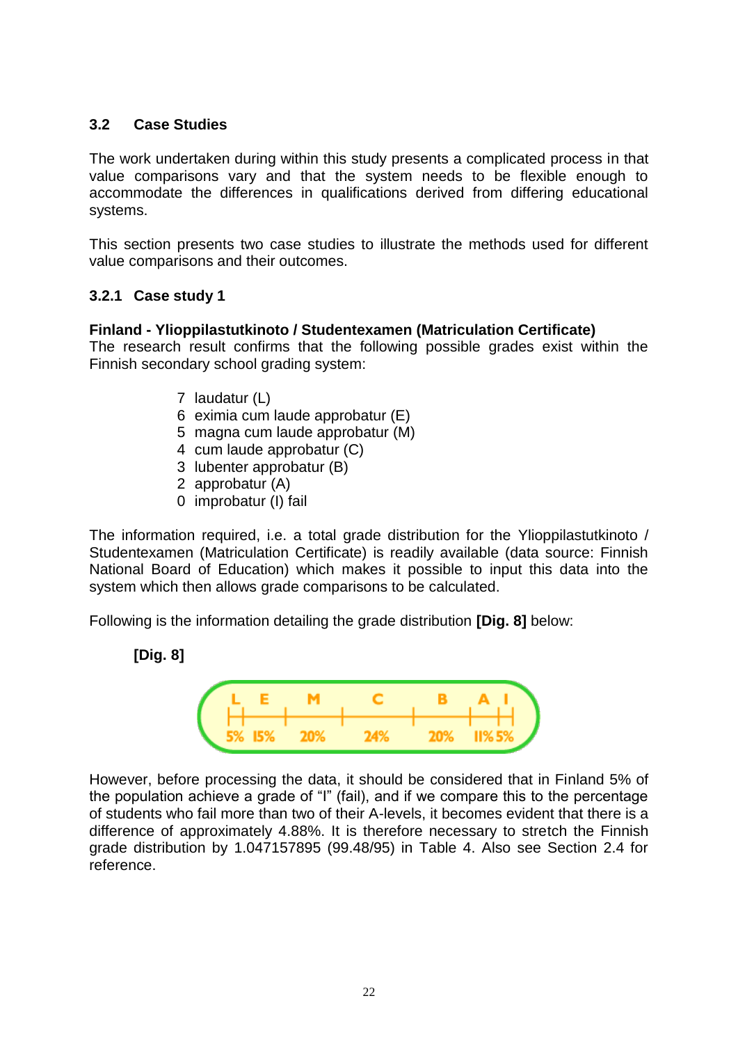### 3.2 Case Studies

The work undertaken during within this study presents a complicated process in that value comparisons vary and that the system needs to be flexible enough to accommodate the differences in qualifications derived from differing educational systems.

This section presents two case studies to illustrate the methods used for different value comparisons and their outcomes.

#### 3.2.1 Case study 1

**Finland - Ylioppilastutkinoto / Studentexamen (Matriculation Certificate)**
The research result confirms that the following possible grades exist within the Finnish secondary school grading system:

- 7 laudatur (L)
- 6 eximia cum laude approbatur (E)
- 5 magna cum laude approbatur (M)
- 4 cum laude approbatur (C)
- 3 lubenter approbatur (B)
- 2 approbatur (A)
- 0 improbatur (I) fail

The information required, i.e. a total grade distribution for the Ylioppilastutkinoto / Studentexamen (Matriculation Certificate) is readily available (data source: Finnish National Board of Education) which makes it possible to input this data into the system which then allows grade comparisons to be calculated.

Following is the information detailing the grade distribution **[Dig. 8]** below:

**[Dig. 8]**

| L | E | M | C | B | A | I |
|---|---|---|---|---|---|---|
| 5% | 15% | 20% | 24% | 20% | 11% | 5% |

However, before processing the data, it should be considered that in Finland 5% of the population achieve a grade of "I" (fail), and if we compare this to the percentage of students who fail more than two of their A-levels, it becomes evident that there is a difference of approximately 4.88%. It is therefore necessary to stretch the Finnish grade distribution by 1.047157895 (99.48/95) in Table 4. Also see Section 2.4 for reference.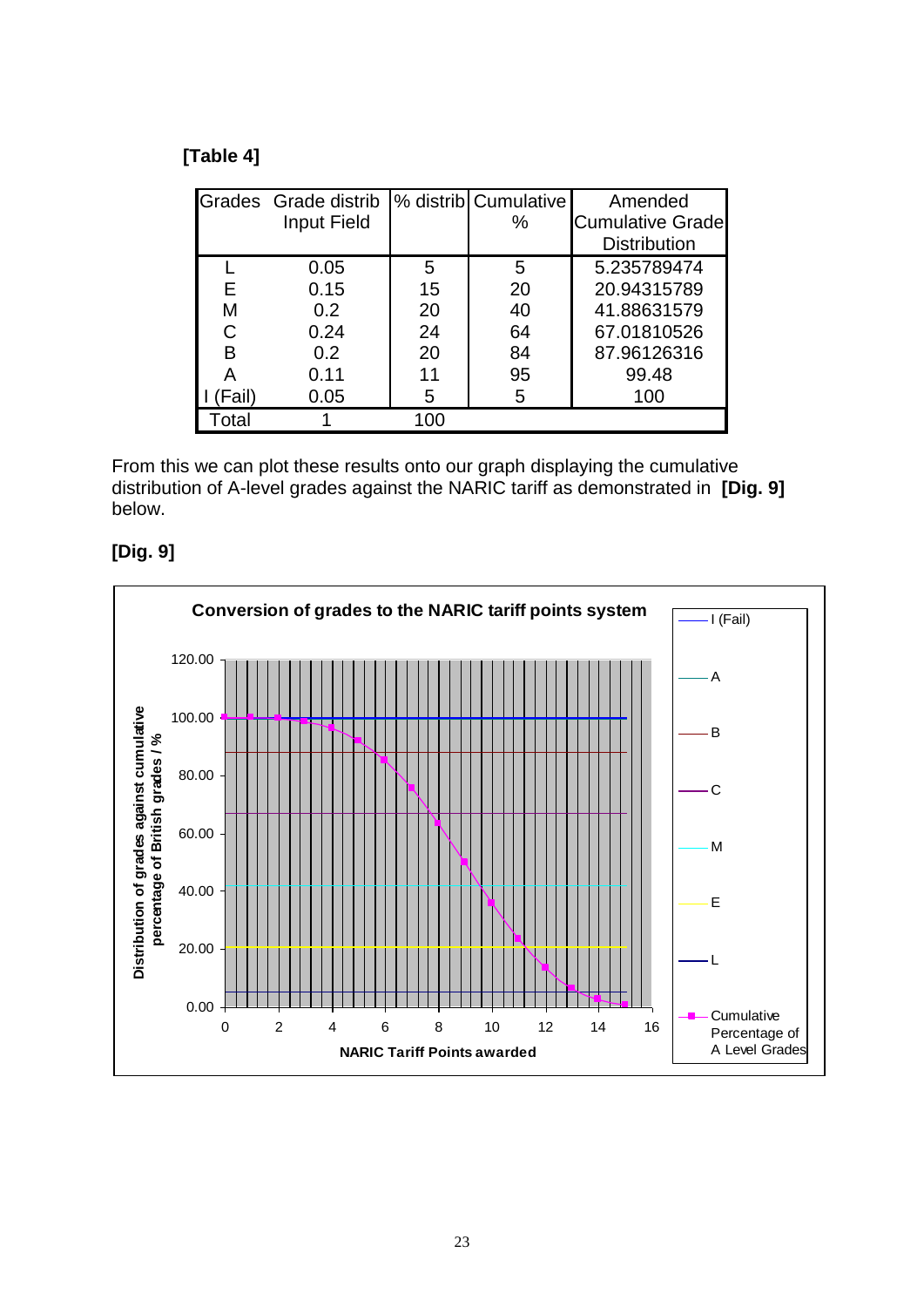**[Table 4]**

| Grades | Grade distrib Input Field | % distrib | Cumulative % | Amended Cumulative Grade Distribution |
|---|---|---|---|---|
| L | 0.05 | 5 | 5 | 5.235789474 |
| E | 0.15 | 15 | 20 | 20.94315789 |
| M | 0.2 | 20 | 40 | 41.88631579 |
| C | 0.24 | 24 | 64 | 67.01810526 |
| B | 0.2 | 20 | 84 | 87.96126316 |
| A | 0.11 | 11 | 95 | 99.48 |
| I (Fail) | 0.05 | 5 | 5 | 100 |
| Total | 1 | 100 | | |

From this we can plot these results onto our graph displaying the cumulative distribution of A-level grades against the NARIC tariff as demonstrated in **[Dig. 9]** below.

**[Dig. 9]**

**Conversion of grades to the NARIC tariff points system**

(Chart: y-axis "Distribution of grades against cumulative percentage of British grades / %", 0.00–120.00; x-axis "NARIC Tariff Points awarded", 0–16. Legend: I (Fail), A, B, C, M, E, L, Cumulative Percentage of A Level Grades)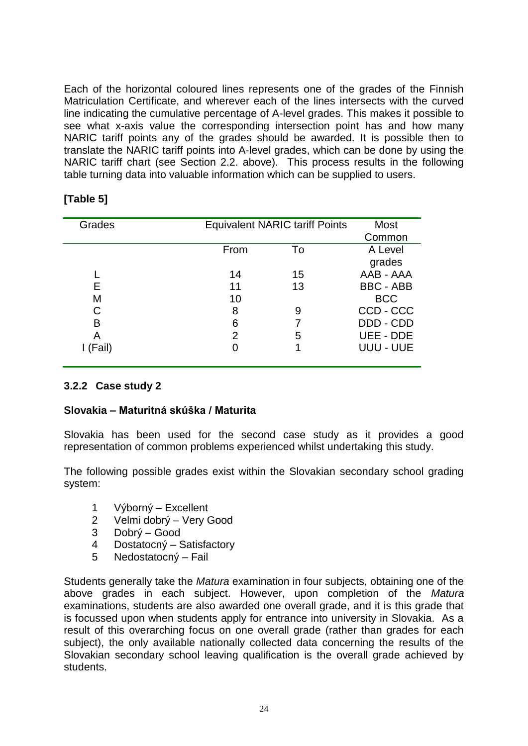Each of the horizontal coloured lines represents one of the grades of the Finnish Matriculation Certificate, and wherever each of the lines intersects with the curved line indicating the cumulative percentage of A-level grades. This makes it possible to see what x-axis value the corresponding intersection point has and how many NARIC tariff points any of the grades should be awarded. It is possible then to translate the NARIC tariff points into A-level grades, which can be done by using the NARIC tariff chart (see Section 2.2. above). This process results in the following table turning data into valuable information which can be supplied to users.

**[Table 5]**

| Grades | Equivalent NARIC tariff Points | | Most Common |
|---|---|---|---|
| | From | To | A Level grades |
| L | 14 | 15 | AAB - AAA |
| E | 11 | 13 | BBC - ABB |
| M | 10 | | BCC |
| C | 8 | 9 | CCD - CCC |
| B | 6 | 7 | DDD - CDD |
| A | 2 | 5 | UEE - DDE |
| I (Fail) | 0 | 1 | UUU - UUE |

### 3.2.2 Case study 2

**Slovakia – Maturitná skúška / Maturita**

Slovakia has been used for the second case study as it provides a good representation of common problems experienced whilst undertaking this study.

The following possible grades exist within the Slovakian secondary school grading system:

1. Výborný – Excellent
2. Velmi dobrý – Very Good
3. Dobrý – Good
4. Dostatocný – Satisfactory
5. Nedostatocný – Fail

Students generally take the *Matura* examination in four subjects, obtaining one of the above grades in each subject. However, upon completion of the *Matura* examinations, students are also awarded one overall grade, and it is this grade that is focussed upon when students apply for entrance into university in Slovakia. As a result of this overarching focus on one overall grade (rather than grades for each subject), the only available nationally collected data concerning the results of the Slovakian secondary school leaving qualification is the overall grade achieved by students.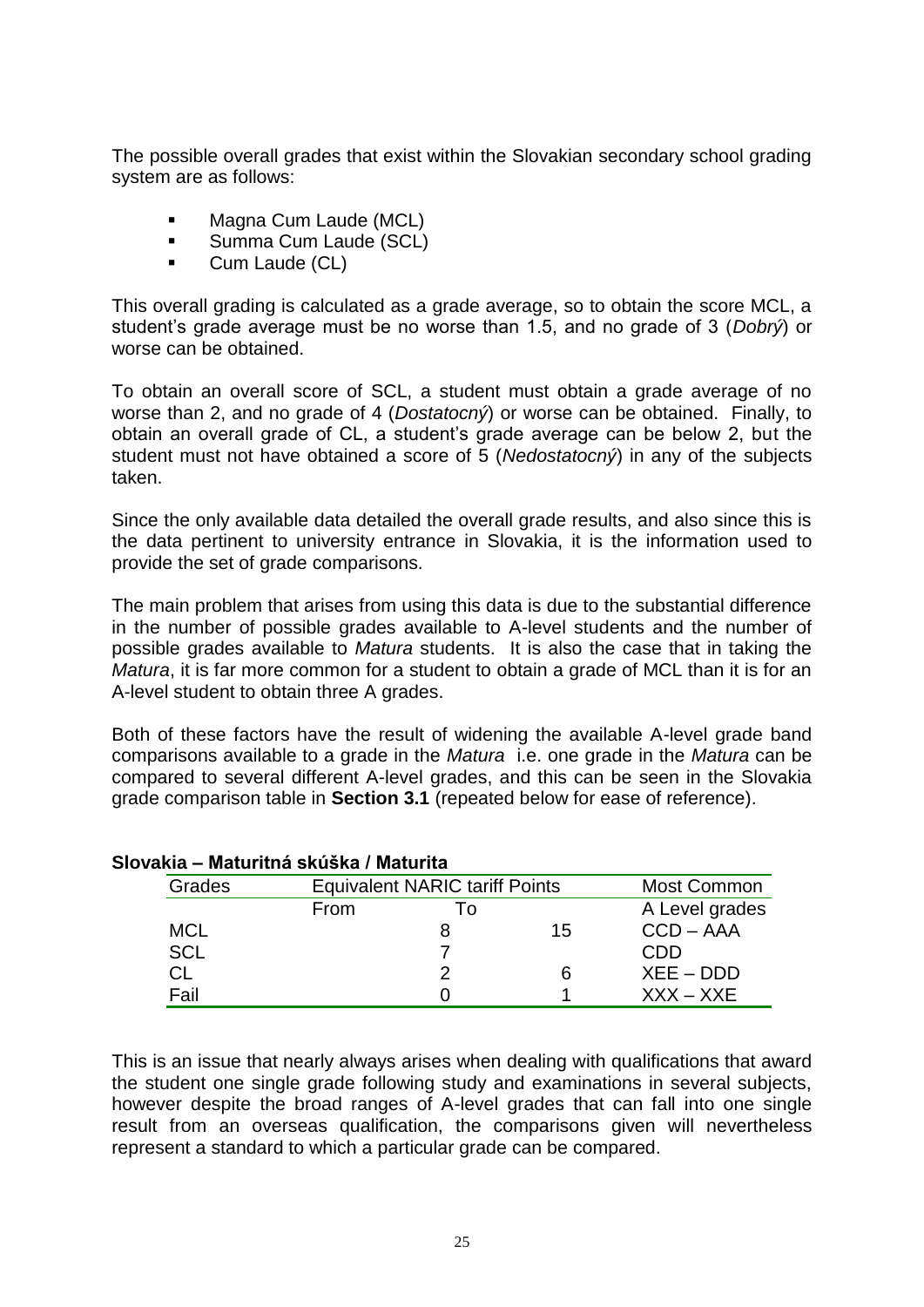The possible overall grades that exist within the Slovakian secondary school grading system are as follows:

- Magna Cum Laude (MCL)
- Summa Cum Laude (SCL)
- Cum Laude (CL)

This overall grading is calculated as a grade average, so to obtain the score MCL, a student's grade average must be no worse than 1.5, and no grade of 3 (*Dobrý*) or worse can be obtained.

To obtain an overall score of SCL, a student must obtain a grade average of no worse than 2, and no grade of 4 (*Dostatocný*) or worse can be obtained. Finally, to obtain an overall grade of CL, a student's grade average can be below 2, but the student must not have obtained a score of 5 (*Nedostatocný*) in any of the subjects taken.

Since the only available data detailed the overall grade results, and also since this is the data pertinent to university entrance in Slovakia, it is the information used to provide the set of grade comparisons.

The main problem that arises from using this data is due to the substantial difference in the number of possible grades available to A-level students and the number of possible grades available to *Matura* students. It is also the case that in taking the *Matura*, it is far more common for a student to obtain a grade of MCL than it is for an A-level student to obtain three A grades.

Both of these factors have the result of widening the available A-level grade band comparisons available to a grade in the *Matura* i.e. one grade in the *Matura* can be compared to several different A-level grades, and this can be seen in the Slovakia grade comparison table in **Section 3.1** (repeated below for ease of reference).

**Slovakia – Maturitná skúška / Maturita**

| Grades | Equivalent NARIC tariff Points | | Most Common |
|---|---|---|---|
| | From | To | A Level grades |
| MCL | 8 | 15 | CCD – AAA |
| SCL | 7 | | CDD |
| CL | 2 | 6 | XEE – DDD |
| Fail | 0 | 1 | XXX – XXE |

This is an issue that nearly always arises when dealing with qualifications that award the student one single grade following study and examinations in several subjects, however despite the broad ranges of A-level grades that can fall into one single result from an overseas qualification, the comparisons given will nevertheless represent a standard to which a particular grade can be compared.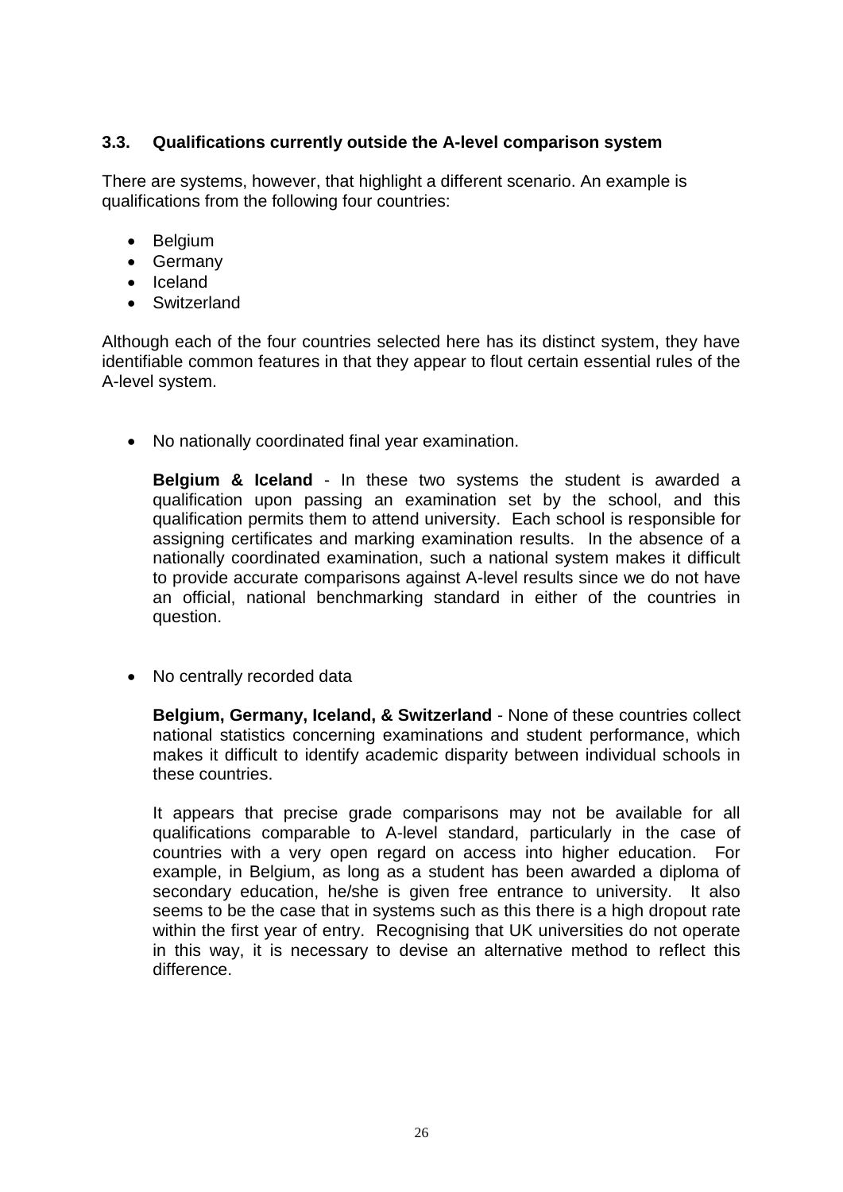### 3.3. Qualifications currently outside the A-level comparison system

There are systems, however, that highlight a different scenario. An example is qualifications from the following four countries:

- Belgium
- Germany
- Iceland
- Switzerland

Although each of the four countries selected here has its distinct system, they have identifiable common features in that they appear to flout certain essential rules of the A-level system.

- No nationally coordinated final year examination.

  **Belgium & Iceland** - In these two systems the student is awarded a qualification upon passing an examination set by the school, and this qualification permits them to attend university. Each school is responsible for assigning certificates and marking examination results. In the absence of a nationally coordinated examination, such a national system makes it difficult to provide accurate comparisons against A-level results since we do not have an official, national benchmarking standard in either of the countries in question.

- No centrally recorded data

  **Belgium, Germany, Iceland, & Switzerland** - None of these countries collect national statistics concerning examinations and student performance, which makes it difficult to identify academic disparity between individual schools in these countries.

  It appears that precise grade comparisons may not be available for all qualifications comparable to A-level standard, particularly in the case of countries with a very open regard on access into higher education. For example, in Belgium, as long as a student has been awarded a diploma of secondary education, he/she is given free entrance to university. It also seems to be the case that in systems such as this there is a high dropout rate within the first year of entry. Recognising that UK universities do not operate in this way, it is necessary to devise an alternative method to reflect this difference.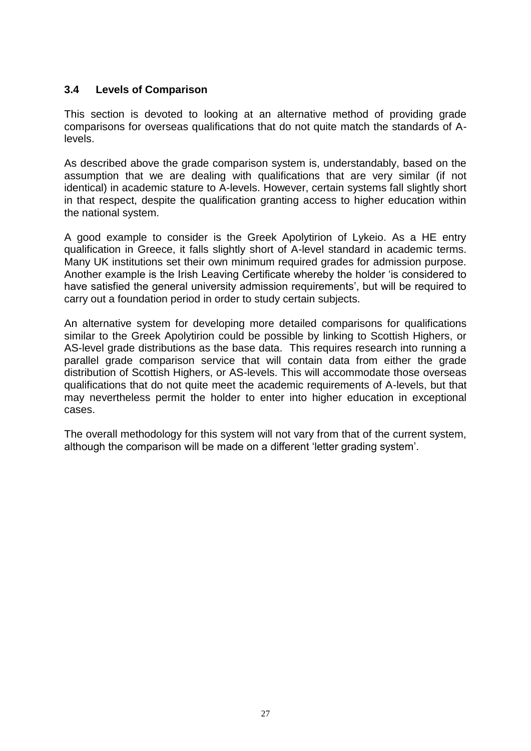### 3.4 Levels of Comparison

This section is devoted to looking at an alternative method of providing grade comparisons for overseas qualifications that do not quite match the standards of A-levels.

As described above the grade comparison system is, understandably, based on the assumption that we are dealing with qualifications that are very similar (if not identical) in academic stature to A-levels. However, certain systems fall slightly short in that respect, despite the qualification granting access to higher education within the national system.

A good example to consider is the Greek Apolytirion of Lykeio. As a HE entry qualification in Greece, it falls slightly short of A-level standard in academic terms. Many UK institutions set their own minimum required grades for admission purpose. Another example is the Irish Leaving Certificate whereby the holder 'is considered to have satisfied the general university admission requirements', but will be required to carry out a foundation period in order to study certain subjects.

An alternative system for developing more detailed comparisons for qualifications similar to the Greek Apolytirion could be possible by linking to Scottish Highers, or AS-level grade distributions as the base data. This requires research into running a parallel grade comparison service that will contain data from either the grade distribution of Scottish Highers, or AS-levels. This will accommodate those overseas qualifications that do not quite meet the academic requirements of A-levels, but that may nevertheless permit the holder to enter into higher education in exceptional cases.

The overall methodology for this system will not vary from that of the current system, although the comparison will be made on a different 'letter grading system'.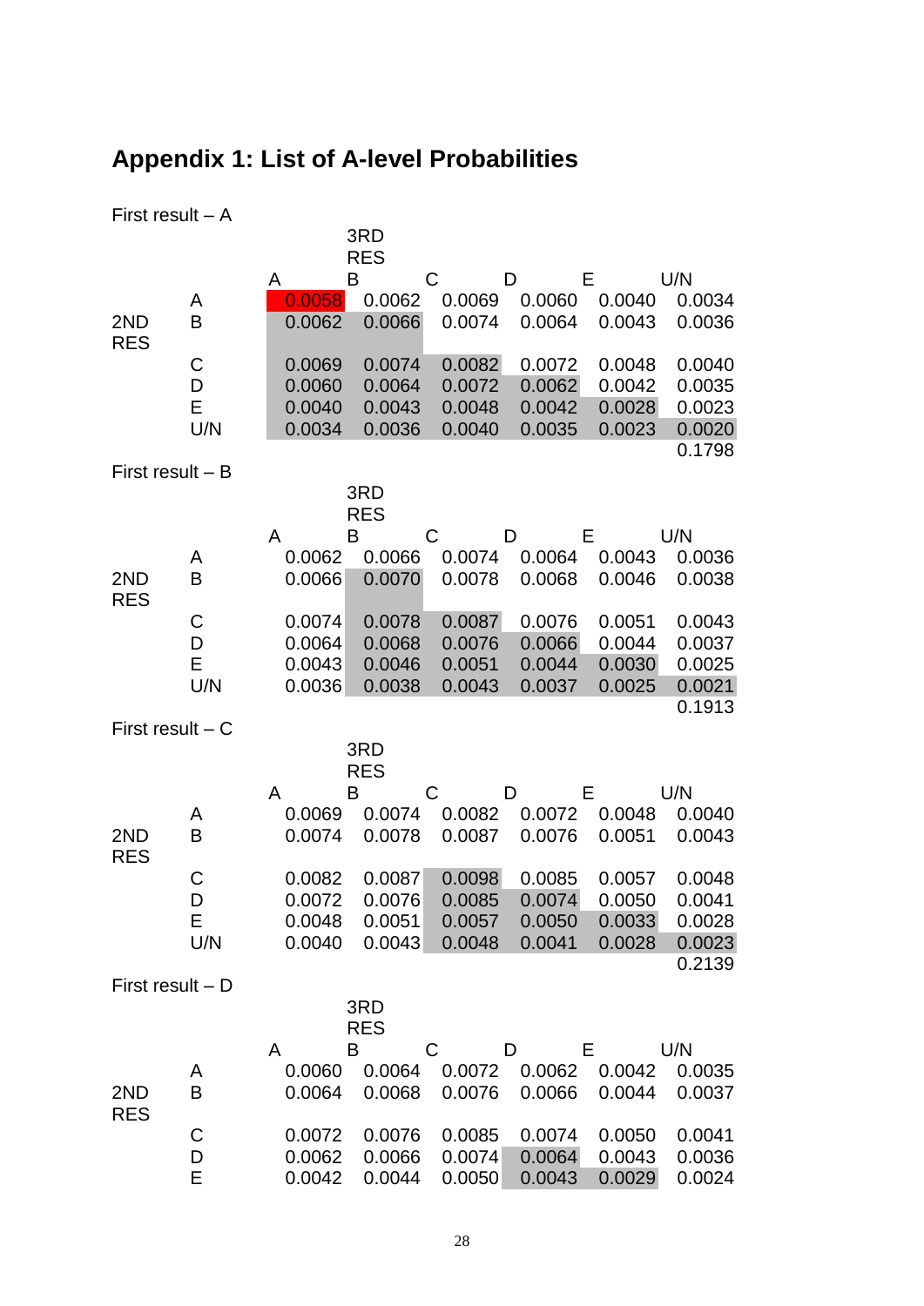## Appendix 1: List of A-level Probabilities

First result – A

| | | 3RD RES | | | | | |
|---|---|---|---|---|---|---|---|
| | | A | B | C | D | E | U/N |
| 2ND RES | A | 0.0058 | 0.0062 | 0.0069 | 0.0060 | 0.0040 | 0.0034 |
| | B | 0.0062 | 0.0066 | 0.0074 | 0.0064 | 0.0043 | 0.0036 |
| | C | 0.0069 | 0.0074 | 0.0082 | 0.0072 | 0.0048 | 0.0040 |
| | D | 0.0060 | 0.0064 | 0.0072 | 0.0062 | 0.0042 | 0.0035 |
| | E | 0.0040 | 0.0043 | 0.0048 | 0.0042 | 0.0028 | 0.0023 |
| | U/N | 0.0034 | 0.0036 | 0.0040 | 0.0035 | 0.0023 | 0.0020 |
| | | | | | | | 0.1798 |

First result – B

| | | 3RD RES | | | | | |
|---|---|---|---|---|---|---|---|
| | | A | B | C | D | E | U/N |
| 2ND RES | A | 0.0062 | 0.0066 | 0.0074 | 0.0064 | 0.0043 | 0.0036 |
| | B | 0.0066 | 0.0070 | 0.0078 | 0.0068 | 0.0046 | 0.0038 |
| | C | 0.0074 | 0.0078 | 0.0087 | 0.0076 | 0.0051 | 0.0043 |
| | D | 0.0064 | 0.0068 | 0.0076 | 0.0066 | 0.0044 | 0.0037 |
| | E | 0.0043 | 0.0046 | 0.0051 | 0.0044 | 0.0030 | 0.0025 |
| | U/N | 0.0036 | 0.0038 | 0.0043 | 0.0037 | 0.0025 | 0.0021 |
| | | | | | | | 0.1913 |

First result – C

| | | 3RD RES | | | | | |
|---|---|---|---|---|---|---|---|
| | | A | B | C | D | E | U/N |
| 2ND RES | A | 0.0069 | 0.0074 | 0.0082 | 0.0072 | 0.0048 | 0.0040 |
| | B | 0.0074 | 0.0078 | 0.0087 | 0.0076 | 0.0051 | 0.0043 |
| | C | 0.0082 | 0.0087 | 0.0098 | 0.0085 | 0.0057 | 0.0048 |
| | D | 0.0072 | 0.0076 | 0.0085 | 0.0074 | 0.0050 | 0.0041 |
| | E | 0.0048 | 0.0051 | 0.0057 | 0.0050 | 0.0033 | 0.0028 |
| | U/N | 0.0040 | 0.0043 | 0.0048 | 0.0041 | 0.0028 | 0.0023 |
| | | | | | | | 0.2139 |

First result – D

| | | 3RD RES | | | | | |
|---|---|---|---|---|---|---|---|
| | | A | B | C | D | E | U/N |
| 2ND RES | A | 0.0060 | 0.0064 | 0.0072 | 0.0062 | 0.0042 | 0.0035 |
| | B | 0.0064 | 0.0068 | 0.0076 | 0.0066 | 0.0044 | 0.0037 |
| | C | 0.0072 | 0.0076 | 0.0085 | 0.0074 | 0.0050 | 0.0041 |
| | D | 0.0062 | 0.0066 | 0.0074 | 0.0064 | 0.0043 | 0.0036 |
| | E | 0.0042 | 0.0044 | 0.0050 | 0.0043 | 0.0029 | 0.0024 |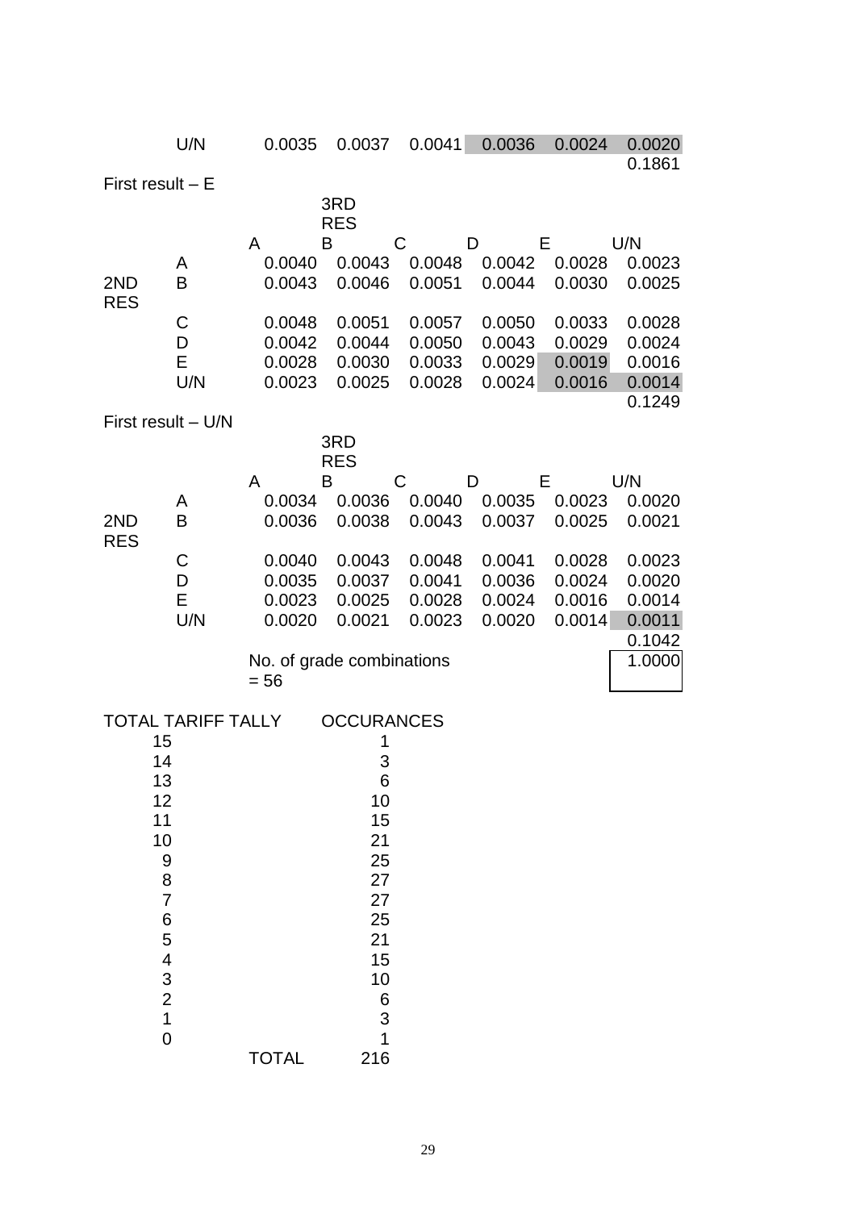| | U/N | 0.0035 | 0.0037 | 0.0041 | 0.0036 | 0.0024 | 0.0020 |
|---|---|---|---|---|---|---|---|
| | | | | | | | 0.1861 |

First result – E

| | | 3RD RES | | | | | |
|---|---|---|---|---|---|---|---|
| | | A | B | C | D | E | U/N |
| 2ND RES | A | 0.0040 | 0.0043 | 0.0048 | 0.0042 | 0.0028 | 0.0023 |
| | B | 0.0043 | 0.0046 | 0.0051 | 0.0044 | 0.0030 | 0.0025 |
| | C | 0.0048 | 0.0051 | 0.0057 | 0.0050 | 0.0033 | 0.0028 |
| | D | 0.0042 | 0.0044 | 0.0050 | 0.0043 | 0.0029 | 0.0024 |
| | E | 0.0028 | 0.0030 | 0.0033 | 0.0029 | 0.0019 | 0.0016 |
| | U/N | 0.0023 | 0.0025 | 0.0028 | 0.0024 | 0.0016 | 0.0014 |
| | | | | | | | 0.1249 |

First result – U/N

| | | 3RD RES | | | | | |
|---|---|---|---|---|---|---|---|
| | | A | B | C | D | E | U/N |
| 2ND RES | A | 0.0034 | 0.0036 | 0.0040 | 0.0035 | 0.0023 | 0.0020 |
| | B | 0.0036 | 0.0038 | 0.0043 | 0.0037 | 0.0025 | 0.0021 |
| | C | 0.0040 | 0.0043 | 0.0048 | 0.0041 | 0.0028 | 0.0023 |
| | D | 0.0035 | 0.0037 | 0.0041 | 0.0036 | 0.0024 | 0.0020 |
| | E | 0.0023 | 0.0025 | 0.0028 | 0.0024 | 0.0016 | 0.0014 |
| | U/N | 0.0020 | 0.0021 | 0.0023 | 0.0020 | 0.0014 | 0.0011 |
| | | | | | | | 0.1042 |

No. of grade combinations = 56 | 1.0000

| TOTAL TARIFF TALLY | OCCURANCES |
|---|---|
| 15 | 1 |
| 14 | 3 |
| 13 | 6 |
| 12 | 10 |
| 11 | 15 |
| 10 | 21 |
| 9 | 25 |
| 8 | 27 |
| 7 | 27 |
| 6 | 25 |
| 5 | 21 |
| 4 | 15 |
| 3 | 10 |
| 2 | 6 |
| 1 | 3 |
| 0 | 1 |
| TOTAL | 216 |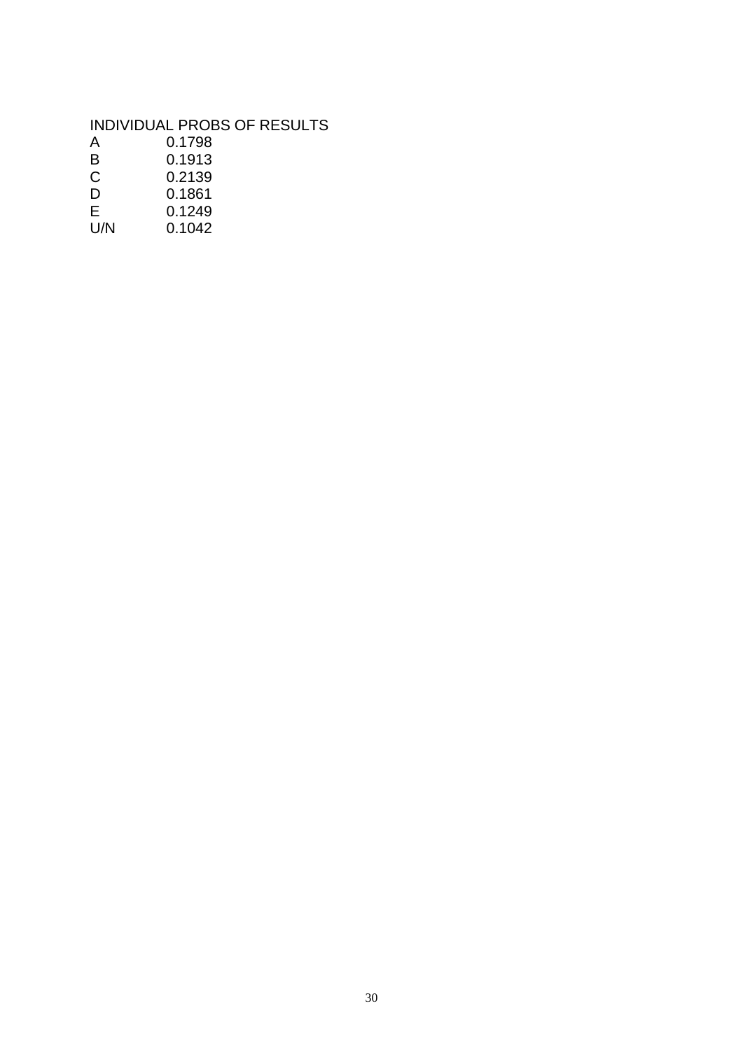INDIVIDUAL PROBS OF RESULTS

| | |
|---|---|
| A | 0.1798 |
| B | 0.1913 |
| C | 0.2139 |
| D | 0.1861 |
| E | 0.1249 |
| U/N | 0.1042 |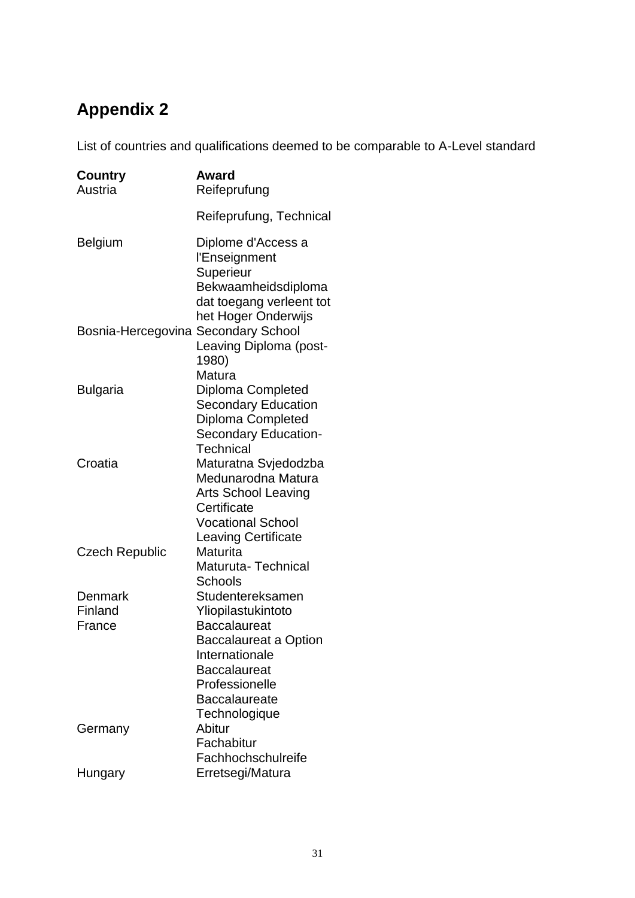# Appendix 2

List of countries and qualifications deemed to be comparable to A-Level standard

| Country | Award |
|---|---|
| Austria | Reifeprufung |
| | Reifeprufung, Technical |
| Belgium | Diplome d'Access a l'Enseignment Superieur |
| | Bekwaamheidsdiploma dat toegang verleent tot het Hoger Onderwijs |
| Bosnia-Hercegovina | Secondary School Leaving Diploma (post-1980) |
| | Matura |
| Bulgaria | Diploma Completed Secondary Education |
| | Diploma Completed Secondary Education-Technical |
| Croatia | Maturatna Svjedodzba |
| | Medunarodna Matura |
| | Arts School Leaving Certificate |
| | Vocational School Leaving Certificate |
| Czech Republic | Maturita |
| | Maturuta- Technical Schools |
| Denmark | Studentereksamen |
| Finland | Yliopilastukintoto |
| France | Baccalaureat |
| | Baccalaureat a Option Internationale |
| | Baccalaureat Professionelle |
| | Baccalaureate Technologique |
| Germany | Abitur |
| | Fachabitur |
| | Fachhochschulreife |
| Hungary | Erretsegi/Matura |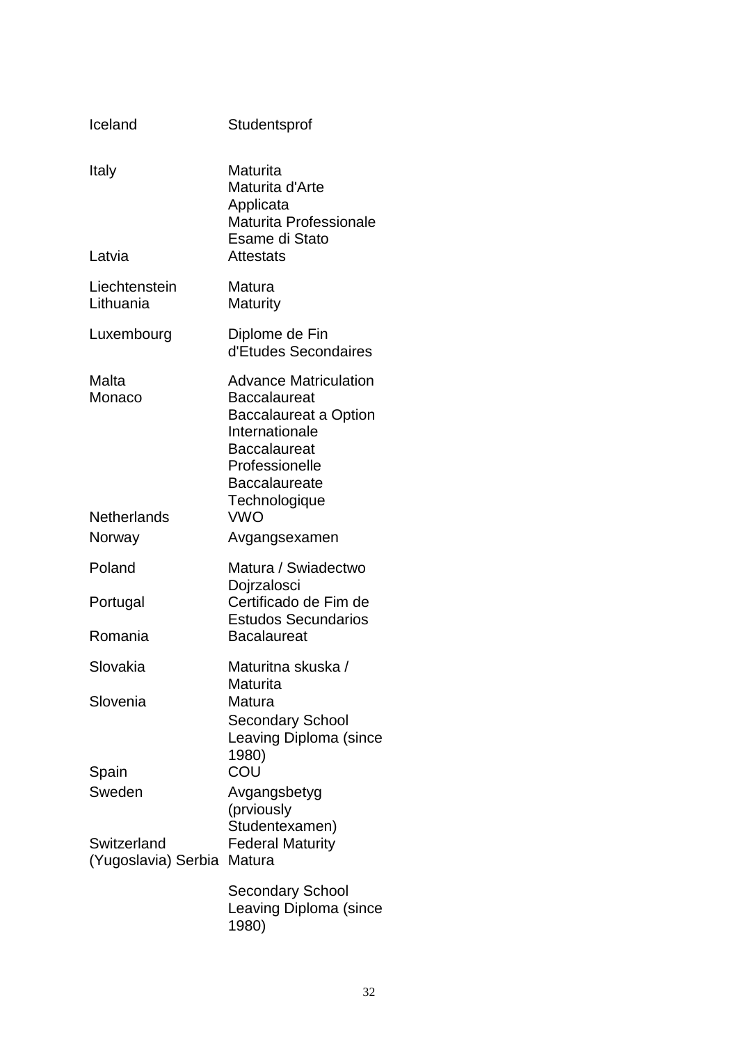| | |
|---|---|
| Iceland | Studentsprof |
| Italy | Maturita<br>Maturita d'Arte Applicata<br>Maturita Professionale<br>Esame di Stato |
| Latvia | Attestats |
| Liechtenstein | Matura |
| Lithuania | Maturity |
| Luxembourg | Diplome de Fin d'Etudes Secondaires |
| Malta | Advance Matriculation |
| Monaco | Baccalaureat<br>Baccalaureat a Option Internationale<br>Baccalaureat Professionelle<br>Baccalaureate Technologique |
| Netherlands | VWO |
| Norway | Avgangsexamen |
| Poland | Matura / Swiadectwo Dojrzalosci |
| Portugal | Certificado de Fim de Estudos Secundarios |
| Romania | Bacalaureat |
| Slovakia | Maturitna skuska / Maturita |
| Slovenia | Matura<br>Secondary School Leaving Diploma (since 1980) |
| Spain | COU |
| Sweden | Avgangsbetyg (prviously Studentexamen) |
| Switzerland | Federal Maturity |
| (Yugoslavia) Serbia | Matura<br>Secondary School Leaving Diploma (since 1980) |